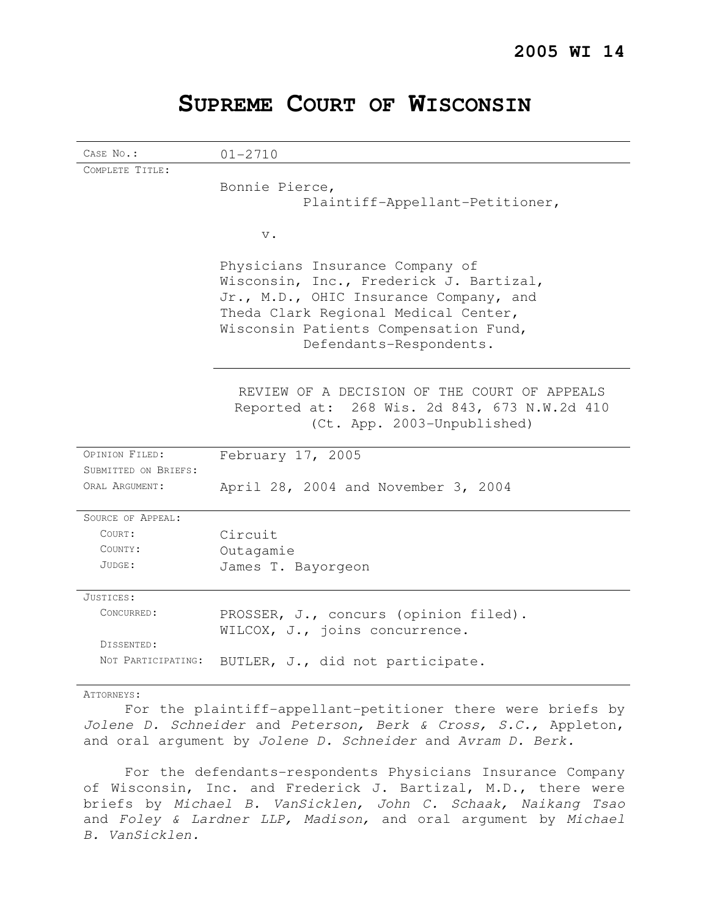**2005 WI 14**

# SUPREME COURT OF WISCONSIN

| | |
|---|---|
| CASE NO.: | 01-2710 |
| COMPLETE TITLE: | Bonnie Pierce,<br>Plaintiff-Appellant-Petitioner,<br><br>v.<br><br>Physicians Insurance Company of Wisconsin, Inc., Frederick J. Bartizal, Jr., M.D., OHIC Insurance Company, and Theda Clark Regional Medical Center, Wisconsin Patients Compensation Fund,<br>Defendants-Respondents.<br><br>REVIEW OF A DECISION OF THE COURT OF APPEALS<br>Reported at: 268 Wis. 2d 843, 673 N.W.2d 410<br>(Ct. App. 2003-Unpublished) |
| OPINION FILED: | February 17, 2005 |
| SUBMITTED ON BRIEFS: | |
| ORAL ARGUMENT: | April 28, 2004 and November 3, 2004 |
| SOURCE OF APPEAL: | |
| COURT: | Circuit |
| COUNTY: | Outagamie |
| JUDGE: | James T. Bayorgeon |
| JUSTICES: | |
| CONCURRED: | PROSSER, J., concurs (opinion filed).<br>WILCOX, J., joins concurrence. |
| DISSENTED: | |
| NOT PARTICIPATING: | BUTLER, J., did not participate. |

ATTORNEYS:

For the plaintiff-appellant-petitioner there were briefs by *Jolene D. Schneider* and *Peterson, Berk & Cross, S.C.,* Appleton, and oral argument by *Jolene D. Schneider* and *Avram D. Berk.*

For the defendants-respondents Physicians Insurance Company of Wisconsin, Inc. and Frederick J. Bartizal, M.D., there were briefs by *Michael B. VanSicklen, John C. Schaak, Naikang Tsao* and *Foley & Lardner LLP, Madison,* and oral argument by *Michael B. VanSicklen.*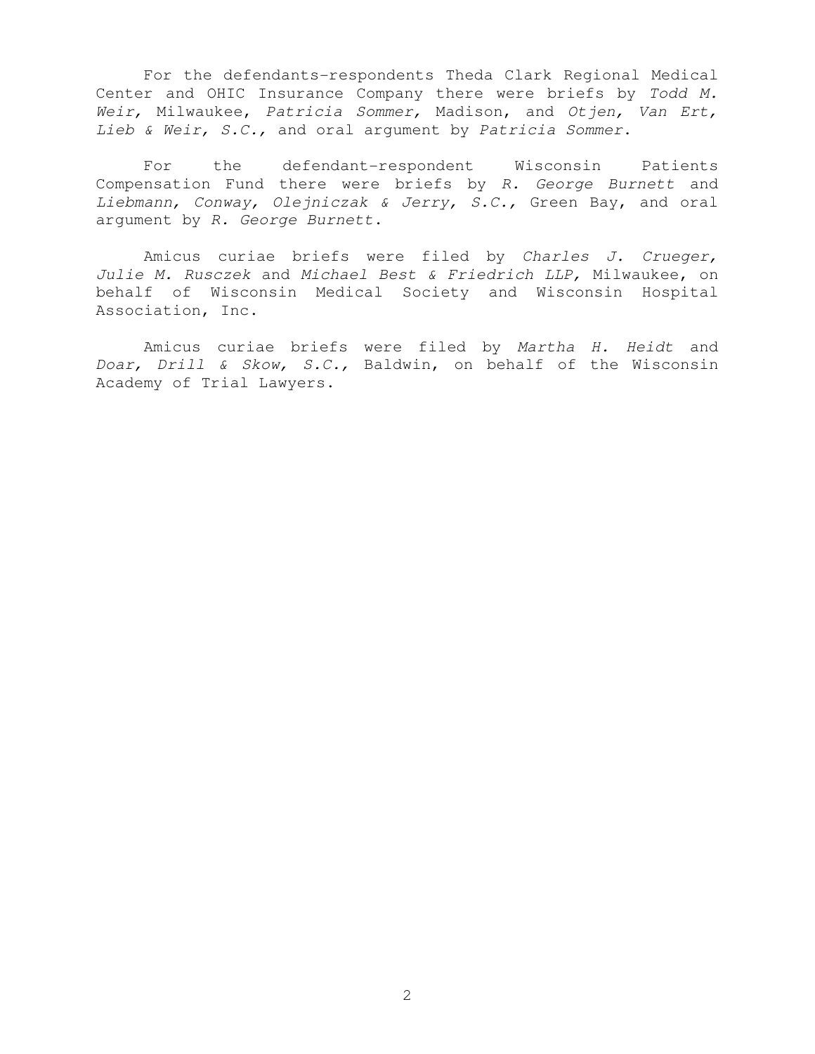For the defendants-respondents Theda Clark Regional Medical Center and OHIC Insurance Company there were briefs by *Todd M. Weir*, Milwaukee, *Patricia Sommer*, Madison, and *Otjen, Van Ert, Lieb & Weir, S.C.*, and oral argument by *Patricia Sommer*.

For the defendant-respondent Wisconsin Patients Compensation Fund there were briefs by *R. George Burnett* and *Liebmann, Conway, Olejniczak & Jerry, S.C.*, Green Bay, and oral argument by *R. George Burnett*.

Amicus curiae briefs were filed by *Charles J. Crueger, Julie M. Rusczek* and *Michael Best & Friedrich LLP*, Milwaukee, on behalf of Wisconsin Medical Society and Wisconsin Hospital Association, Inc.

Amicus curiae briefs were filed by *Martha H. Heidt* and *Doar, Drill & Skow, S.C.*, Baldwin, on behalf of the Wisconsin Academy of Trial Lawyers.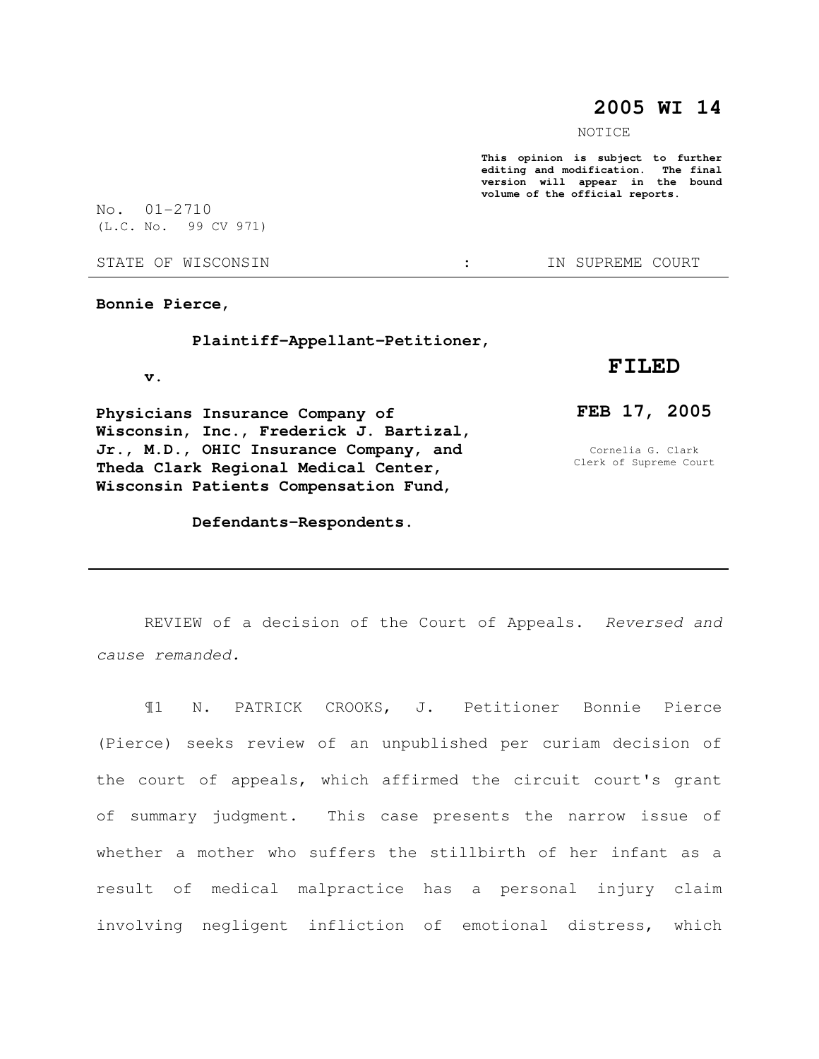# 2005 WI 14

NOTICE

**This opinion is subject to further editing and modification. The final version will appear in the bound volume of the official reports.**

No. 01-2710
(L.C. No. 99 CV 971)

STATE OF WISCONSIN : IN SUPREME COURT

**Bonnie Pierce,**

**Plaintiff-Appellant-Petitioner,**

**v.**

**Physicians Insurance Company of Wisconsin, Inc., Frederick J. Bartizal, Jr., M.D., OHIC Insurance Company, and Theda Clark Regional Medical Center, Wisconsin Patients Compensation Fund,**

**Defendants-Respondents.**

**FILED**

**FEB 17, 2005**

Cornelia G. Clark
Clerk of Supreme Court

---

REVIEW of a decision of the Court of Appeals. *Reversed and cause remanded.*

¶1 N. PATRICK CROOKS, J. Petitioner Bonnie Pierce (Pierce) seeks review of an unpublished per curiam decision of the court of appeals, which affirmed the circuit court's grant of summary judgment. This case presents the narrow issue of whether a mother who suffers the stillbirth of her infant as a result of medical malpractice has a personal injury claim involving negligent infliction of emotional distress, which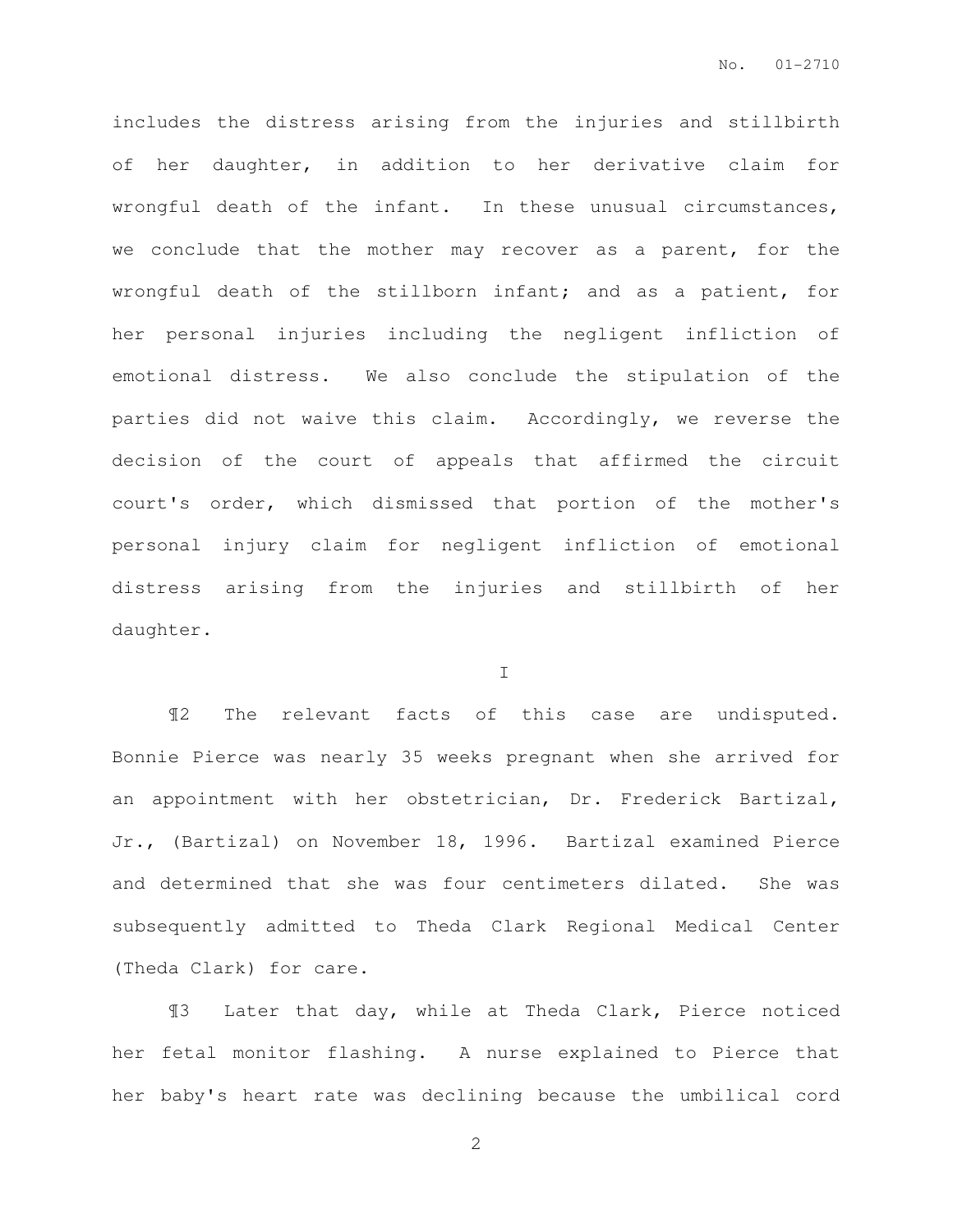includes the distress arising from the injuries and stillbirth of her daughter, in addition to her derivative claim for wrongful death of the infant. In these unusual circumstances, we conclude that the mother may recover as a parent, for the wrongful death of the stillborn infant; and as a patient, for her personal injuries including the negligent infliction of emotional distress. We also conclude the stipulation of the parties did not waive this claim. Accordingly, we reverse the decision of the court of appeals that affirmed the circuit court's order, which dismissed that portion of the mother's personal injury claim for negligent infliction of emotional distress arising from the injuries and stillbirth of her daughter.

I

¶2 The relevant facts of this case are undisputed. Bonnie Pierce was nearly 35 weeks pregnant when she arrived for an appointment with her obstetrician, Dr. Frederick Bartizal, Jr., (Bartizal) on November 18, 1996. Bartizal examined Pierce and determined that she was four centimeters dilated. She was subsequently admitted to Theda Clark Regional Medical Center (Theda Clark) for care.

¶3 Later that day, while at Theda Clark, Pierce noticed her fetal monitor flashing. A nurse explained to Pierce that her baby's heart rate was declining because the umbilical cord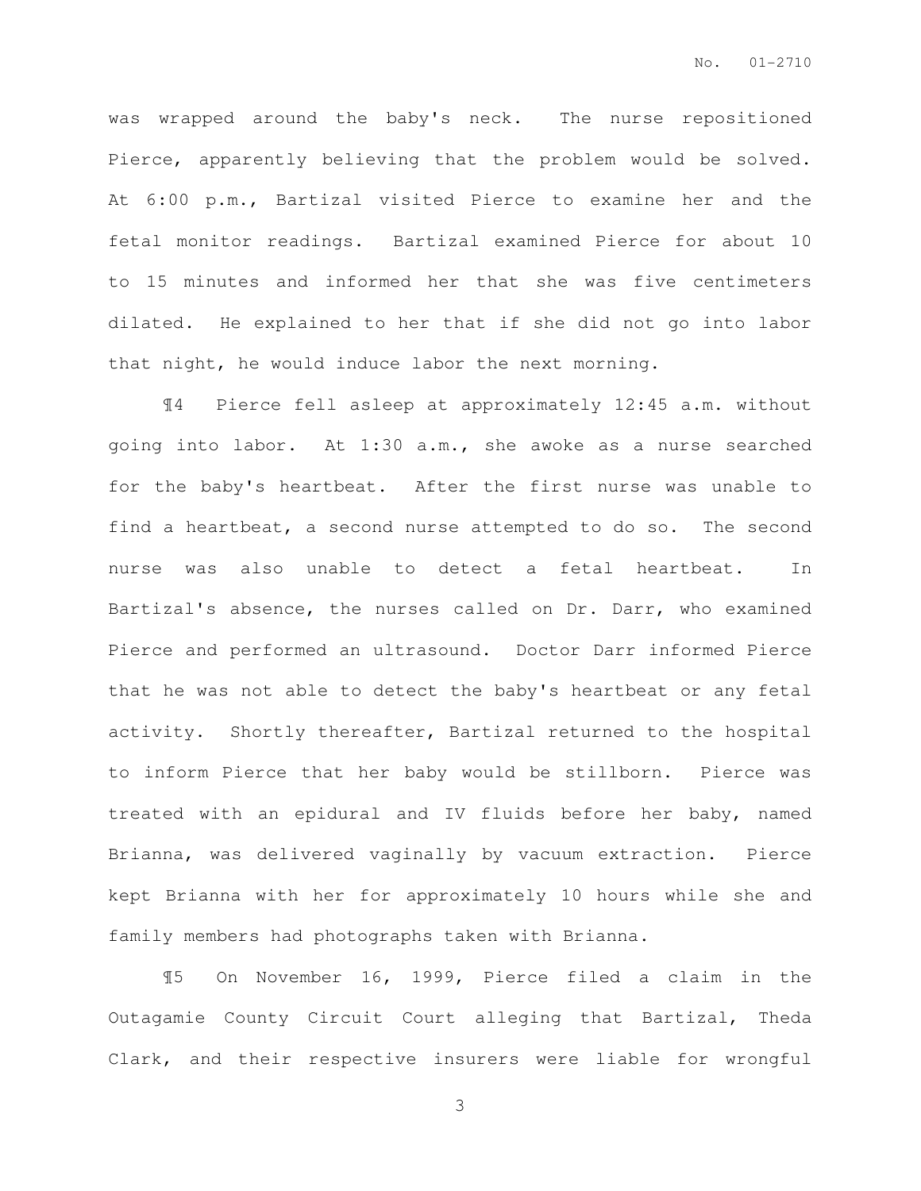was wrapped around the baby's neck. The nurse repositioned Pierce, apparently believing that the problem would be solved. At 6:00 p.m., Bartizal visited Pierce to examine her and the fetal monitor readings. Bartizal examined Pierce for about 10 to 15 minutes and informed her that she was five centimeters dilated. He explained to her that if she did not go into labor that night, he would induce labor the next morning.

¶4 Pierce fell asleep at approximately 12:45 a.m. without going into labor. At 1:30 a.m., she awoke as a nurse searched for the baby's heartbeat. After the first nurse was unable to find a heartbeat, a second nurse attempted to do so. The second nurse was also unable to detect a fetal heartbeat. In Bartizal's absence, the nurses called on Dr. Darr, who examined Pierce and performed an ultrasound. Doctor Darr informed Pierce that he was not able to detect the baby's heartbeat or any fetal activity. Shortly thereafter, Bartizal returned to the hospital to inform Pierce that her baby would be stillborn. Pierce was treated with an epidural and IV fluids before her baby, named Brianna, was delivered vaginally by vacuum extraction. Pierce kept Brianna with her for approximately 10 hours while she and family members had photographs taken with Brianna.

¶5 On November 16, 1999, Pierce filed a claim in the Outagamie County Circuit Court alleging that Bartizal, Theda Clark, and their respective insurers were liable for wrongful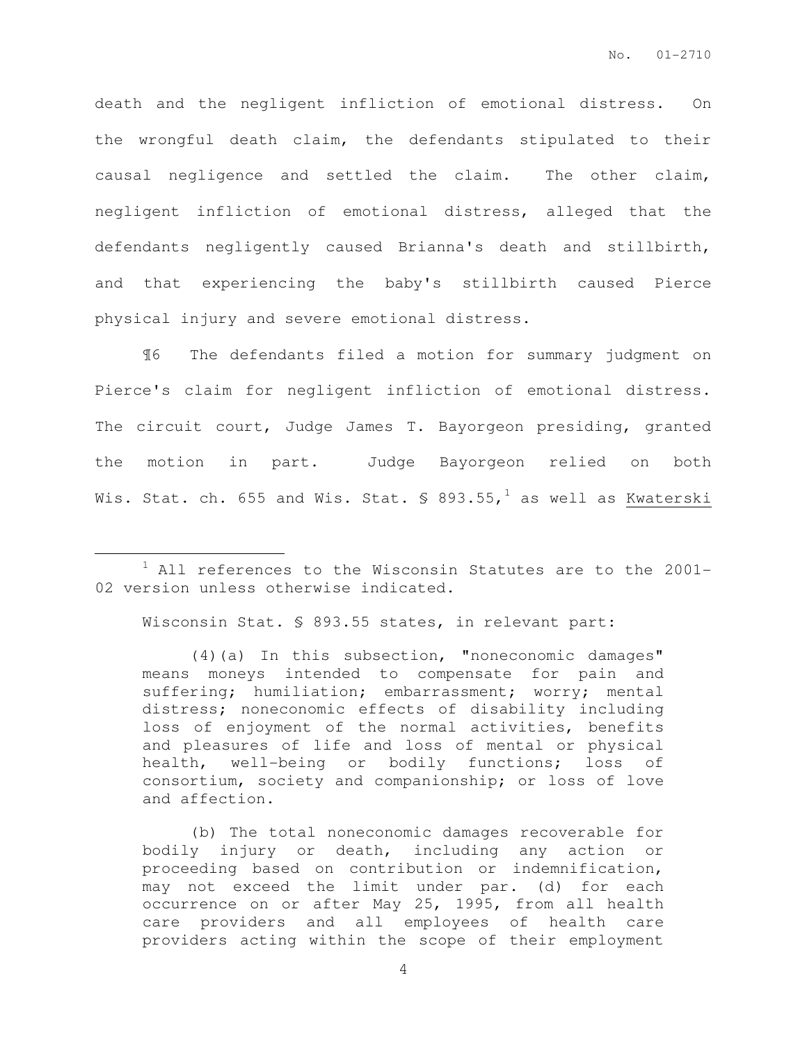death and the negligent infliction of emotional distress. On the wrongful death claim, the defendants stipulated to their causal negligence and settled the claim. The other claim, negligent infliction of emotional distress, alleged that the defendants negligently caused Brianna's death and stillbirth, and that experiencing the baby's stillbirth caused Pierce physical injury and severe emotional distress.

¶6 The defendants filed a motion for summary judgment on Pierce's claim for negligent infliction of emotional distress. The circuit court, Judge James T. Bayorgeon presiding, granted the motion in part. Judge Bayorgeon relied on both Wis. Stat. ch. 655 and Wis. Stat. § 893.55,[1] as well as Kwaterski

---

[1] All references to the Wisconsin Statutes are to the 2001-02 version unless otherwise indicated.

Wisconsin Stat. § 893.55 states, in relevant part:

> (4)(a) In this subsection, "noneconomic damages" means moneys intended to compensate for pain and suffering; humiliation; embarrassment; worry; mental distress; noneconomic effects of disability including loss of enjoyment of the normal activities, benefits and pleasures of life and loss of mental or physical health, well-being or bodily functions; loss of consortium, society and companionship; or loss of love and affection.
>
> (b) The total noneconomic damages recoverable for bodily injury or death, including any action or proceeding based on contribution or indemnification, may not exceed the limit under par. (d) for each occurrence on or after May 25, 1995, from all health care providers and all employees of health care providers acting within the scope of their employment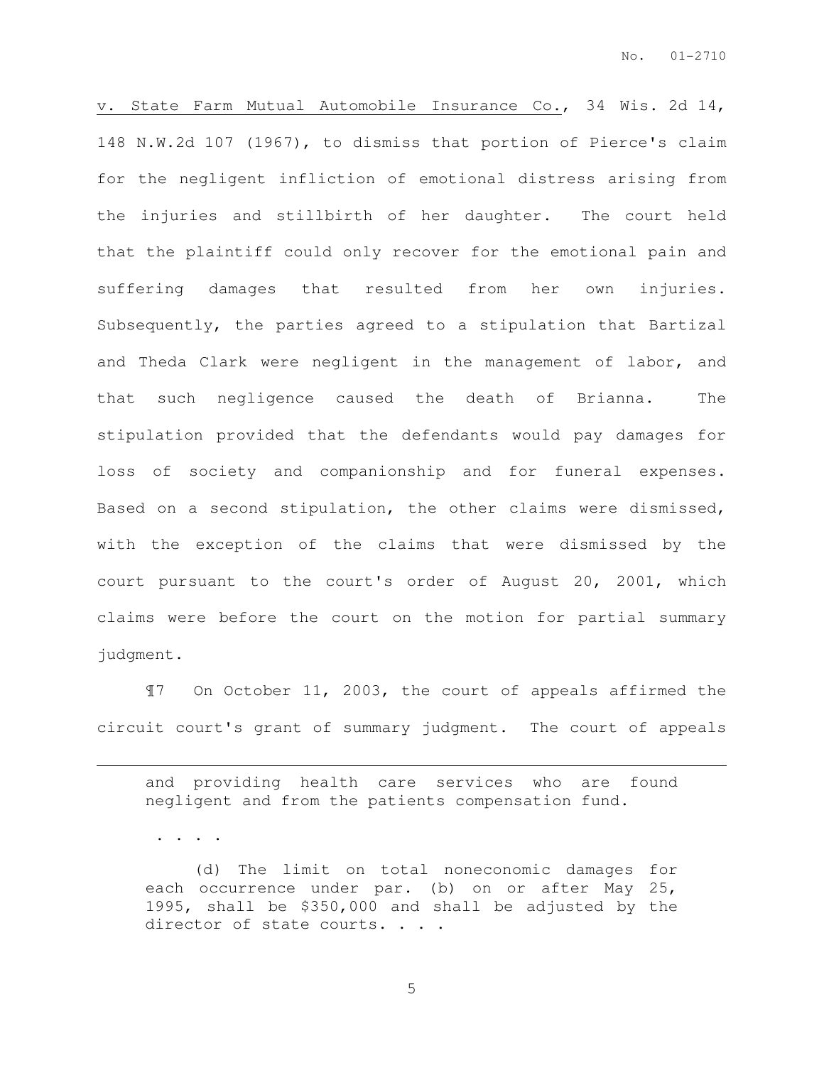v. State Farm Mutual Automobile Insurance Co., 34 Wis. 2d 14, 148 N.W.2d 107 (1967), to dismiss that portion of Pierce's claim for the negligent infliction of emotional distress arising from the injuries and stillbirth of her daughter. The court held that the plaintiff could only recover for the emotional pain and suffering damages that resulted from her own injuries. Subsequently, the parties agreed to a stipulation that Bartizal and Theda Clark were negligent in the management of labor, and that such negligence caused the death of Brianna. The stipulation provided that the defendants would pay damages for loss of society and companionship and for funeral expenses. Based on a second stipulation, the other claims were dismissed, with the exception of the claims that were dismissed by the court pursuant to the court's order of August 20, 2001, which claims were before the court on the motion for partial summary judgment.

¶7 On October 11, 2003, the court of appeals affirmed the circuit court's grant of summary judgment. The court of appeals

---

> and providing health care services who are found negligent and from the patients compensation fund.
>
> . . . .
>
> (d) The limit on total noneconomic damages for each occurrence under par. (b) on or after May 25, 1995, shall be $350,000 and shall be adjusted by the director of state courts. . . .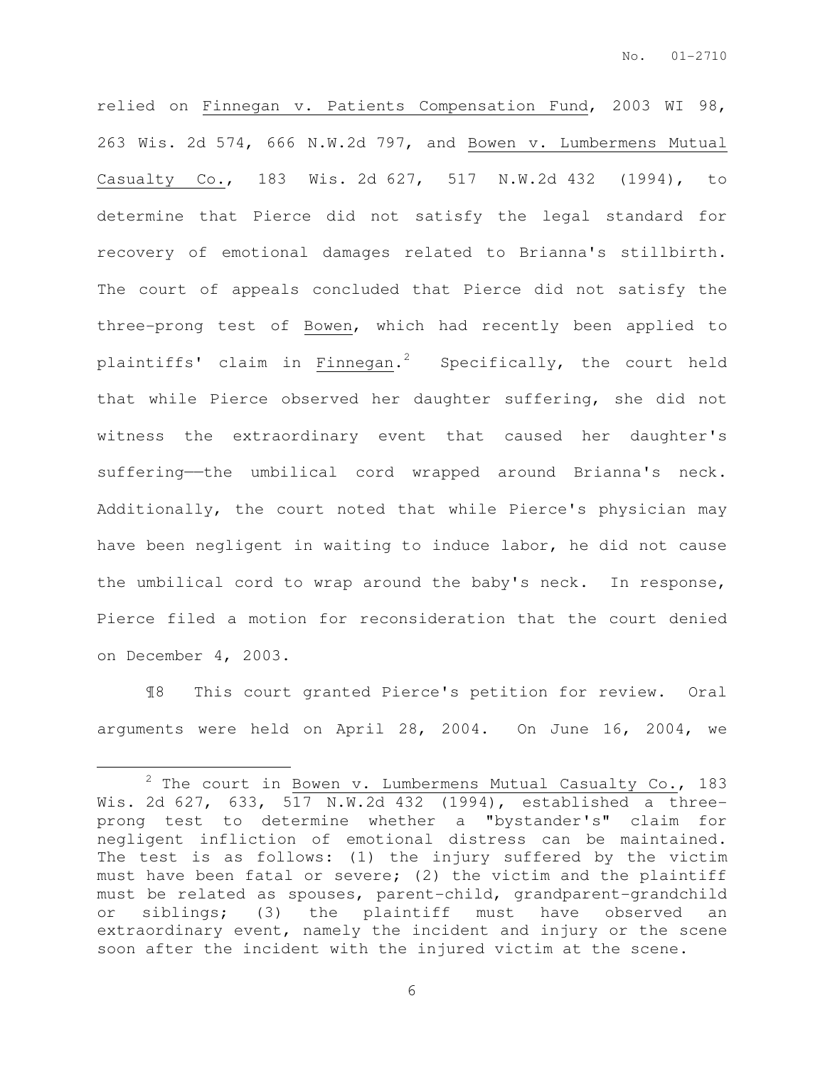relied on Finnegan v. Patients Compensation Fund, 2003 WI 98, 263 Wis. 2d 574, 666 N.W.2d 797, and Bowen v. Lumbermens Mutual Casualty Co., 183 Wis. 2d 627, 517 N.W.2d 432 (1994), to determine that Pierce did not satisfy the legal standard for recovery of emotional damages related to Brianna's stillbirth. The court of appeals concluded that Pierce did not satisfy the three-prong test of Bowen, which had recently been applied to plaintiffs' claim in Finnegan.[2] Specifically, the court held that while Pierce observed her daughter suffering, she did not witness the extraordinary event that caused her daughter's suffering——the umbilical cord wrapped around Brianna's neck. Additionally, the court noted that while Pierce's physician may have been negligent in waiting to induce labor, he did not cause the umbilical cord to wrap around the baby's neck. In response, Pierce filed a motion for reconsideration that the court denied on December 4, 2003.

¶8 This court granted Pierce's petition for review. Oral arguments were held on April 28, 2004. On June 16, 2004, we

---

[2] The court in Bowen v. Lumbermens Mutual Casualty Co., 183 Wis. 2d 627, 633, 517 N.W.2d 432 (1994), established a three-prong test to determine whether a "bystander's" claim for negligent infliction of emotional distress can be maintained. The test is as follows: (1) the injury suffered by the victim must have been fatal or severe; (2) the victim and the plaintiff must be related as spouses, parent-child, grandparent-grandchild or siblings; (3) the plaintiff must have observed an extraordinary event, namely the incident and injury or the scene soon after the incident with the injured victim at the scene.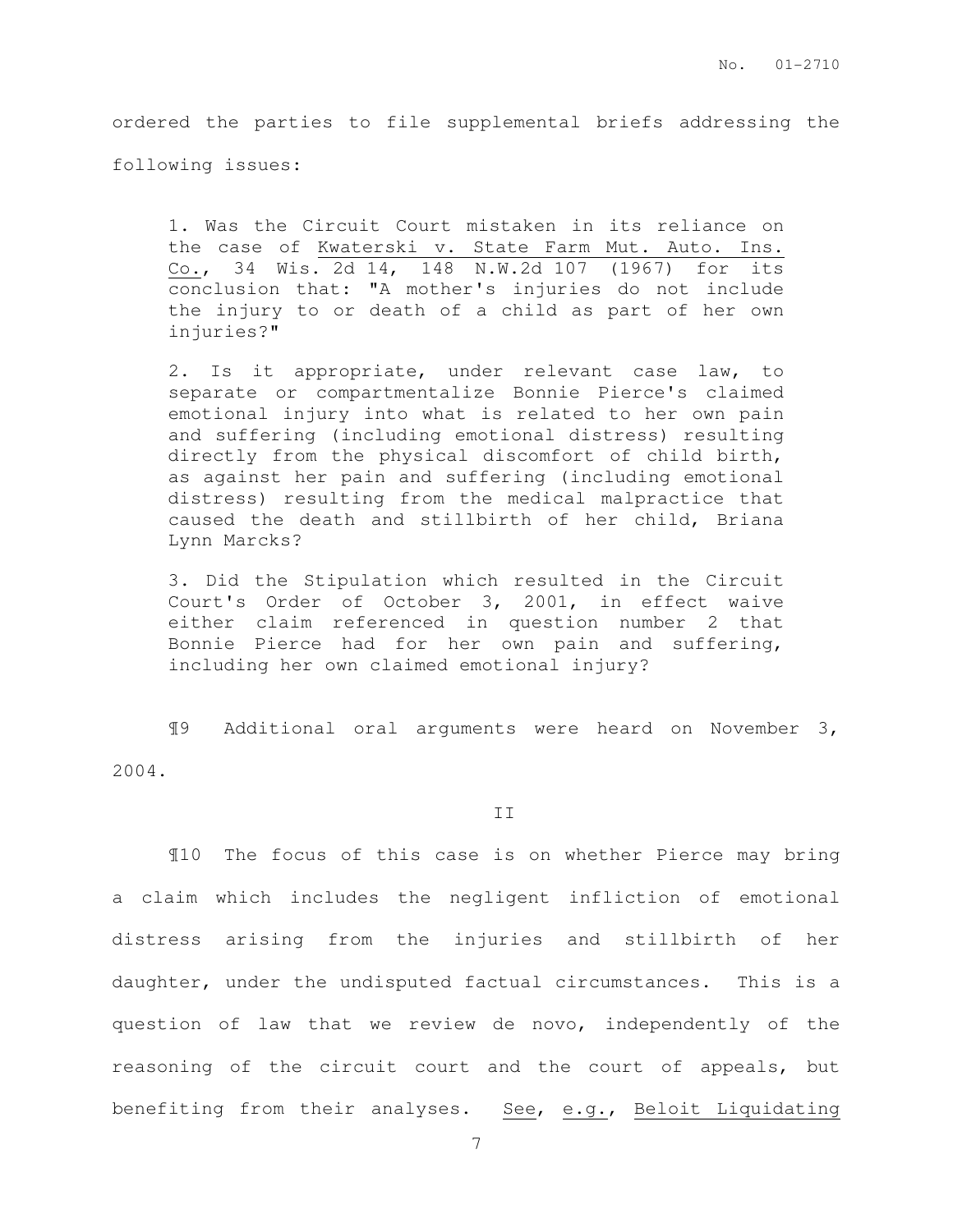ordered the parties to file supplemental briefs addressing the following issues:

> 1. Was the Circuit Court mistaken in its reliance on the case of Kwaterski v. State Farm Mut. Auto. Ins. Co., 34 Wis. 2d 14, 148 N.W.2d 107 (1967) for its conclusion that: "A mother's injuries do not include the injury to or death of a child as part of her own injuries?"
>
> 2. Is it appropriate, under relevant case law, to separate or compartmentalize Bonnie Pierce's claimed emotional injury into what is related to her own pain and suffering (including emotional distress) resulting directly from the physical discomfort of child birth, as against her pain and suffering (including emotional distress) resulting from the medical malpractice that caused the death and stillbirth of her child, Briana Lynn Marcks?
>
> 3. Did the Stipulation which resulted in the Circuit Court's Order of October 3, 2001, in effect waive either claim referenced in question number 2 that Bonnie Pierce had for her own pain and suffering, including her own claimed emotional injury?

¶9 Additional oral arguments were heard on November 3, 2004.

## II

¶10 The focus of this case is on whether Pierce may bring a claim which includes the negligent infliction of emotional distress arising from the injuries and stillbirth of her daughter, under the undisputed factual circumstances. This is a question of law that we review de novo, independently of the reasoning of the circuit court and the court of appeals, but benefiting from their analyses. See, e.g., Beloit Liquidating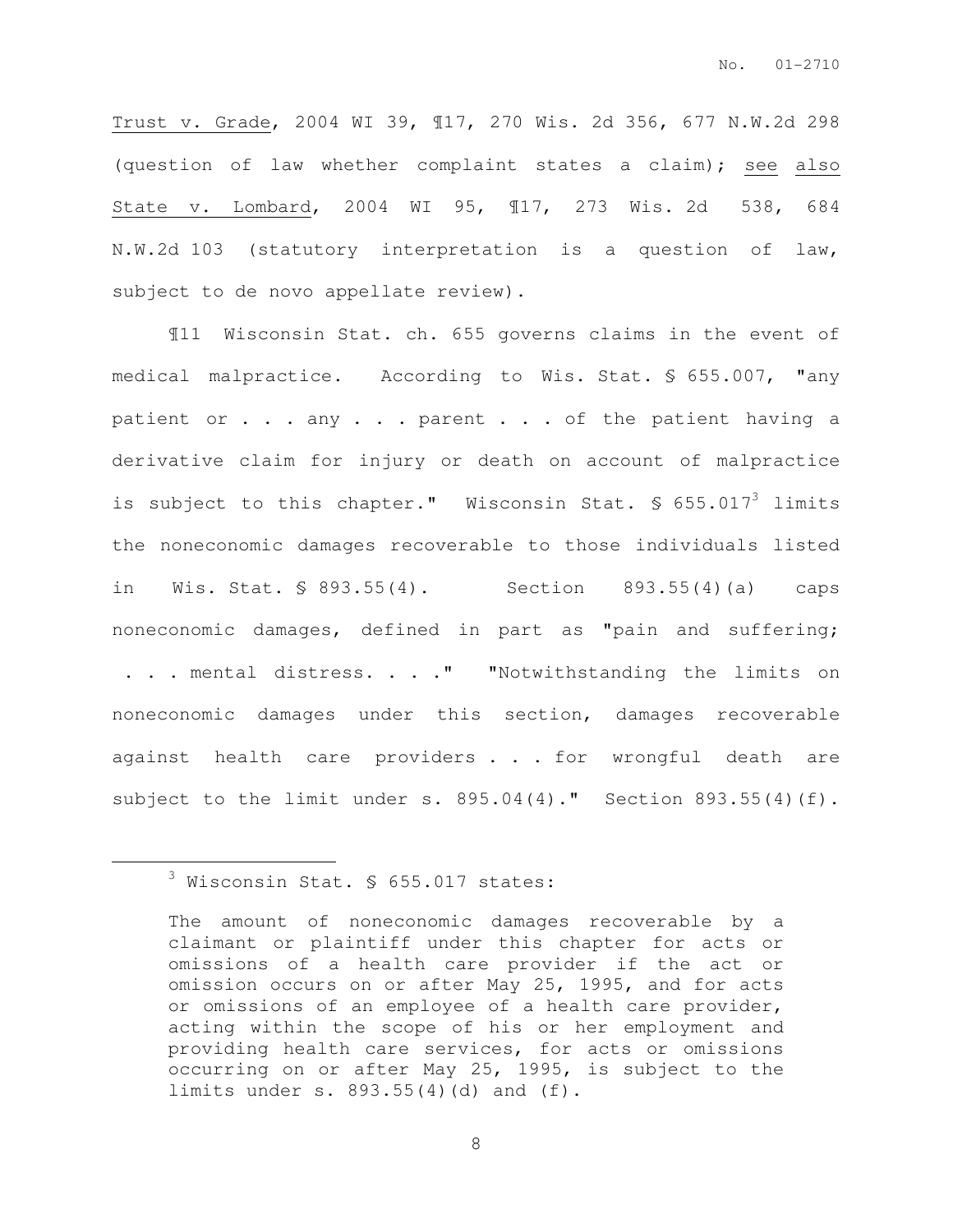Trust v. Grade, 2004 WI 39, ¶17, 270 Wis. 2d 356, 677 N.W.2d 298 (question of law whether complaint states a claim); see also State v. Lombard, 2004 WI 95, ¶17, 273 Wis. 2d 538, 684 N.W.2d 103 (statutory interpretation is a question of law, subject to de novo appellate review).

¶11 Wisconsin Stat. ch. 655 governs claims in the event of medical malpractice. According to Wis. Stat. § 655.007, "any patient or . . . any . . . parent . . . of the patient having a derivative claim for injury or death on account of malpractice is subject to this chapter." Wisconsin Stat. § 655.017[3] limits the noneconomic damages recoverable to those individuals listed in Wis. Stat. § 893.55(4). Section 893.55(4)(a) caps noneconomic damages, defined in part as "pain and suffering; . . . mental distress. . . ." "Notwithstanding the limits on noneconomic damages under this section, damages recoverable against health care providers . . . for wrongful death are subject to the limit under s. 895.04(4)." Section 893.55(4)(f).

---

[3] Wisconsin Stat. § 655.017 states:

> The amount of noneconomic damages recoverable by a claimant or plaintiff under this chapter for acts or omissions of a health care provider if the act or omission occurs on or after May 25, 1995, and for acts or omissions of an employee of a health care provider, acting within the scope of his or her employment and providing health care services, for acts or omissions occurring on or after May 25, 1995, is subject to the limits under s. 893.55(4)(d) and (f).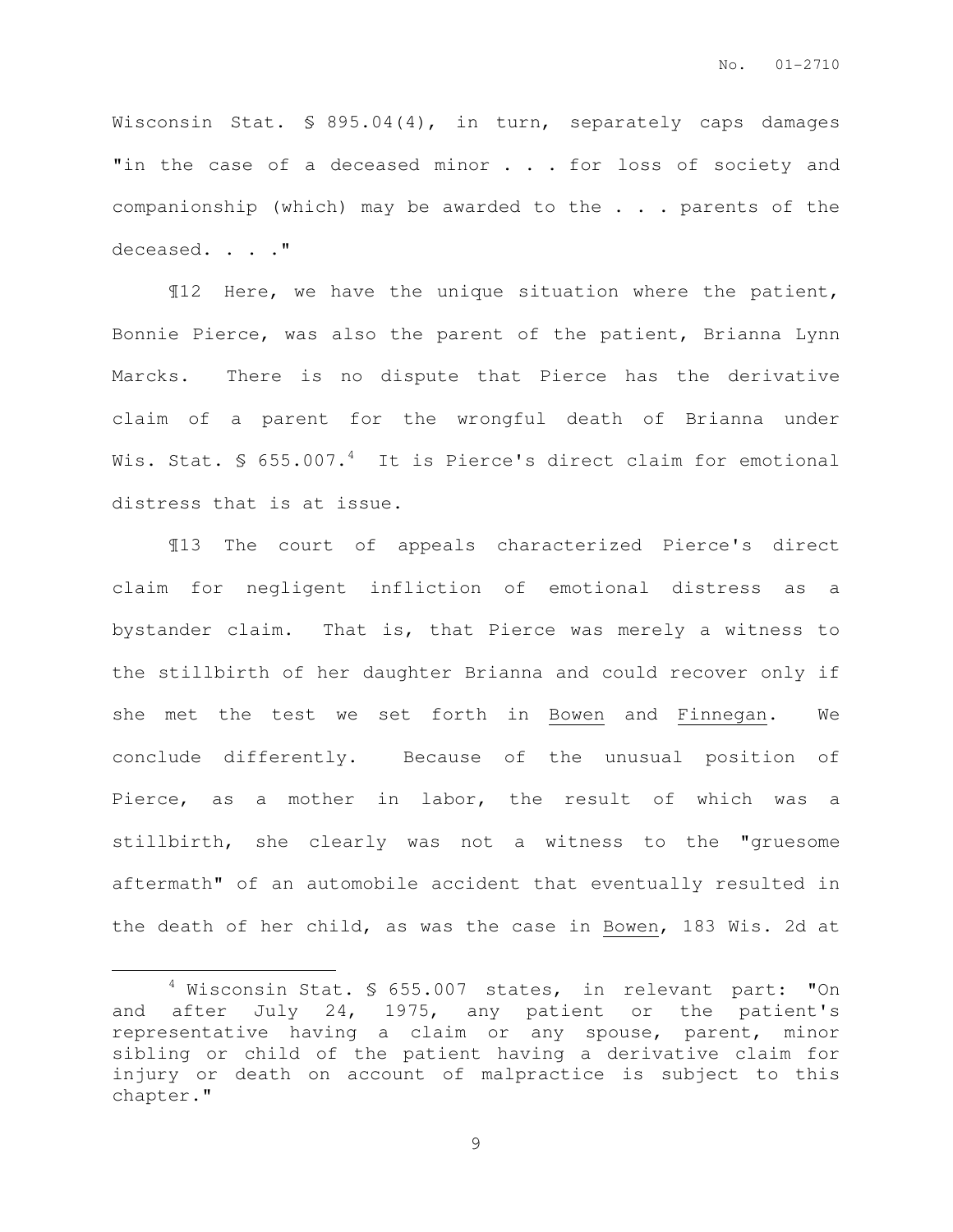Wisconsin Stat. § 895.04(4), in turn, separately caps damages "in the case of a deceased minor . . . for loss of society and companionship (which) may be awarded to the . . . parents of the deceased. . . ."

¶12 Here, we have the unique situation where the patient, Bonnie Pierce, was also the parent of the patient, Brianna Lynn Marcks. There is no dispute that Pierce has the derivative claim of a parent for the wrongful death of Brianna under Wis. Stat. § 655.007.[4] It is Pierce's direct claim for emotional distress that is at issue.

¶13 The court of appeals characterized Pierce's direct claim for negligent infliction of emotional distress as a bystander claim. That is, that Pierce was merely a witness to the stillbirth of her daughter Brianna and could recover only if she met the test we set forth in Bowen and Finnegan. We conclude differently. Because of the unusual position of Pierce, as a mother in labor, the result of which was a stillbirth, she clearly was not a witness to the "gruesome aftermath" of an automobile accident that eventually resulted in the death of her child, as was the case in Bowen, 183 Wis. 2d at

---

[4] Wisconsin Stat. § 655.007 states, in relevant part: "On and after July 24, 1975, any patient or the patient's representative having a claim or any spouse, parent, minor sibling or child of the patient having a derivative claim for injury or death on account of malpractice is subject to this chapter."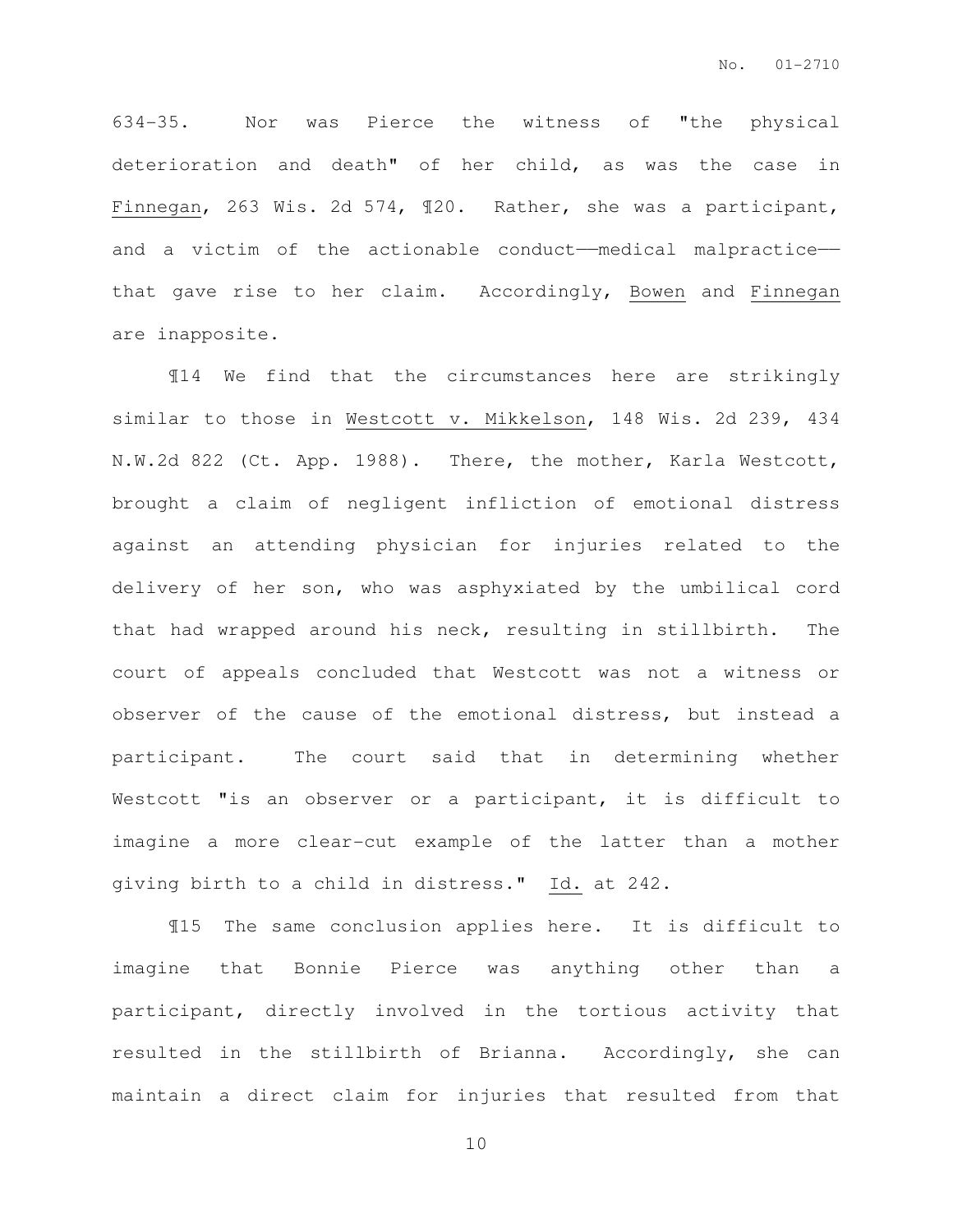634-35. Nor was Pierce the witness of "the physical deterioration and death" of her child, as was the case in Finnegan, 263 Wis. 2d 574, ¶20. Rather, she was a participant, and a victim of the actionable conduct——medical malpractice—— that gave rise to her claim. Accordingly, Bowen and Finnegan are inapposite.

¶14 We find that the circumstances here are strikingly similar to those in Westcott v. Mikkelson, 148 Wis. 2d 239, 434 N.W.2d 822 (Ct. App. 1988). There, the mother, Karla Westcott, brought a claim of negligent infliction of emotional distress against an attending physician for injuries related to the delivery of her son, who was asphyxiated by the umbilical cord that had wrapped around his neck, resulting in stillbirth. The court of appeals concluded that Westcott was not a witness or observer of the cause of the emotional distress, but instead a participant. The court said that in determining whether Westcott "is an observer or a participant, it is difficult to imagine a more clear-cut example of the latter than a mother giving birth to a child in distress." Id. at 242.

¶15 The same conclusion applies here. It is difficult to imagine that Bonnie Pierce was anything other than a participant, directly involved in the tortious activity that resulted in the stillbirth of Brianna. Accordingly, she can maintain a direct claim for injuries that resulted from that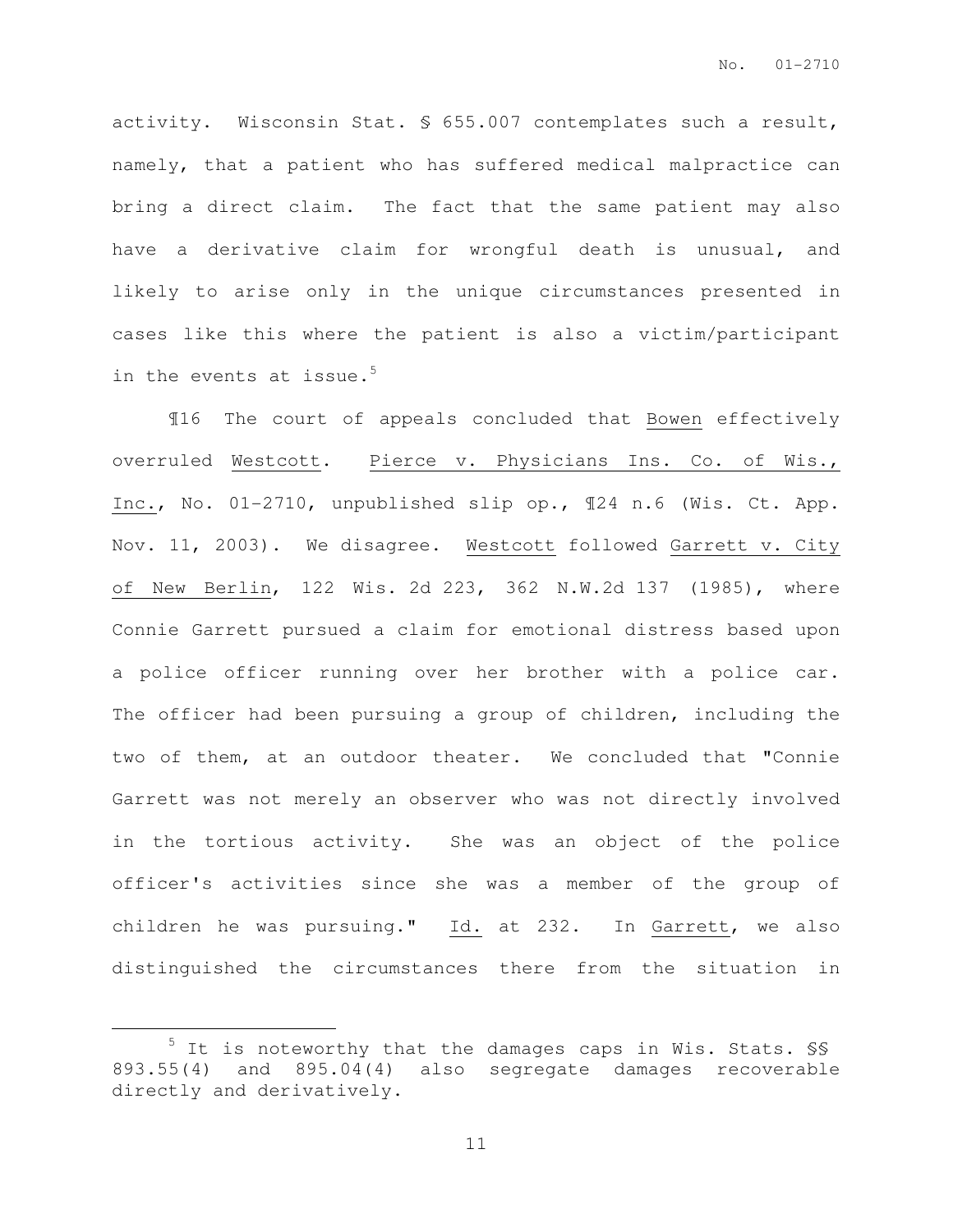activity. Wisconsin Stat. § 655.007 contemplates such a result, namely, that a patient who has suffered medical malpractice can bring a direct claim. The fact that the same patient may also have a derivative claim for wrongful death is unusual, and likely to arise only in the unique circumstances presented in cases like this where the patient is also a victim/participant in the events at issue.[5]

¶16 The court of appeals concluded that Bowen effectively overruled Westcott. Pierce v. Physicians Ins. Co. of Wis., Inc., No. 01-2710, unpublished slip op., ¶24 n.6 (Wis. Ct. App. Nov. 11, 2003). We disagree. Westcott followed Garrett v. City of New Berlin, 122 Wis. 2d 223, 362 N.W.2d 137 (1985), where Connie Garrett pursued a claim for emotional distress based upon a police officer running over her brother with a police car. The officer had been pursuing a group of children, including the two of them, at an outdoor theater. We concluded that "Connie Garrett was not merely an observer who was not directly involved in the tortious activity. She was an object of the police officer's activities since she was a member of the group of children he was pursuing." Id. at 232. In Garrett, we also distinguished the circumstances there from the situation in

---

[5] It is noteworthy that the damages caps in Wis. Stats. §§ 893.55(4) and 895.04(4) also segregate damages recoverable directly and derivatively.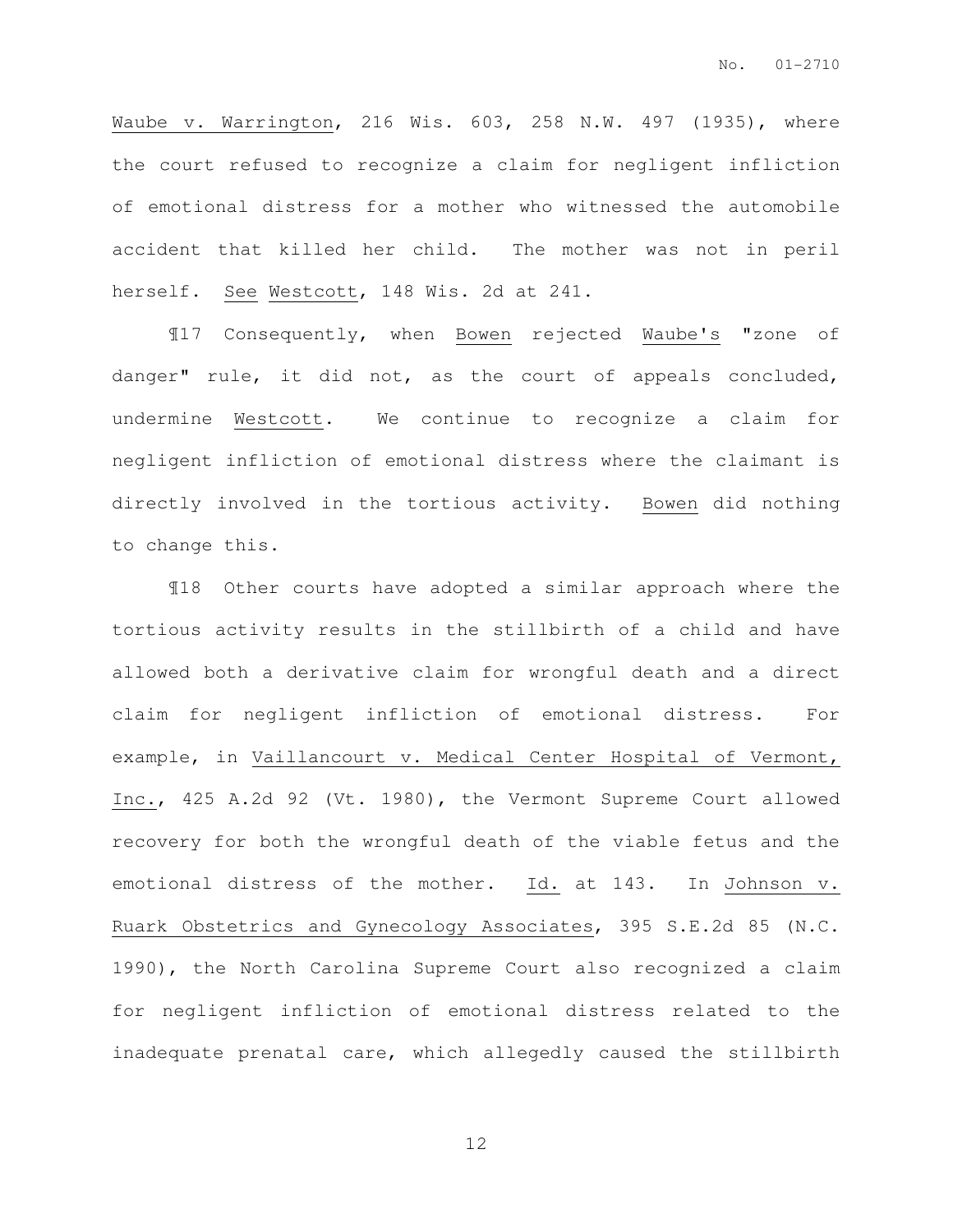Waube v. Warrington, 216 Wis. 603, 258 N.W. 497 (1935), where the court refused to recognize a claim for negligent infliction of emotional distress for a mother who witnessed the automobile accident that killed her child. The mother was not in peril herself. See Westcott, 148 Wis. 2d at 241.

¶17 Consequently, when Bowen rejected Waube's "zone of danger" rule, it did not, as the court of appeals concluded, undermine Westcott. We continue to recognize a claim for negligent infliction of emotional distress where the claimant is directly involved in the tortious activity. Bowen did nothing to change this.

¶18 Other courts have adopted a similar approach where the tortious activity results in the stillbirth of a child and have allowed both a derivative claim for wrongful death and a direct claim for negligent infliction of emotional distress. For example, in Vaillancourt v. Medical Center Hospital of Vermont, Inc., 425 A.2d 92 (Vt. 1980), the Vermont Supreme Court allowed recovery for both the wrongful death of the viable fetus and the emotional distress of the mother. Id. at 143. In Johnson v. Ruark Obstetrics and Gynecology Associates, 395 S.E.2d 85 (N.C. 1990), the North Carolina Supreme Court also recognized a claim for negligent infliction of emotional distress related to the inadequate prenatal care, which allegedly caused the stillbirth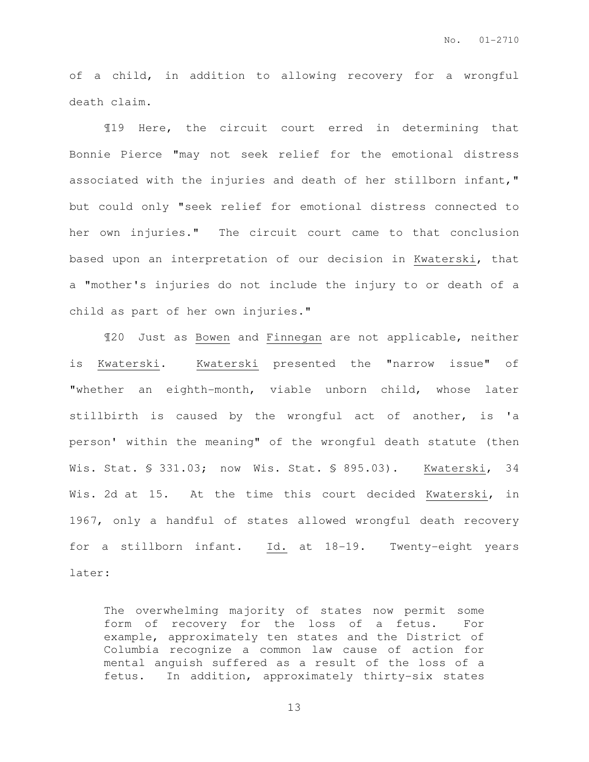of a child, in addition to allowing recovery for a wrongful death claim.

¶19 Here, the circuit court erred in determining that Bonnie Pierce "may not seek relief for the emotional distress associated with the injuries and death of her stillborn infant," but could only "seek relief for emotional distress connected to her own injuries." The circuit court came to that conclusion based upon an interpretation of our decision in Kwaterski, that a "mother's injuries do not include the injury to or death of a child as part of her own injuries."

¶20 Just as Bowen and Finnegan are not applicable, neither is Kwaterski. Kwaterski presented the "narrow issue" of "whether an eighth-month, viable unborn child, whose later stillbirth is caused by the wrongful act of another, is 'a person' within the meaning" of the wrongful death statute (then Wis. Stat. § 331.03; now Wis. Stat. § 895.03). Kwaterski, 34 Wis. 2d at 15. At the time this court decided Kwaterski, in 1967, only a handful of states allowed wrongful death recovery for a stillborn infant. Id. at 18-19. Twenty-eight years later:

> The overwhelming majority of states now permit some form of recovery for the loss of a fetus. For example, approximately ten states and the District of Columbia recognize a common law cause of action for mental anguish suffered as a result of the loss of a fetus. In addition, approximately thirty-six states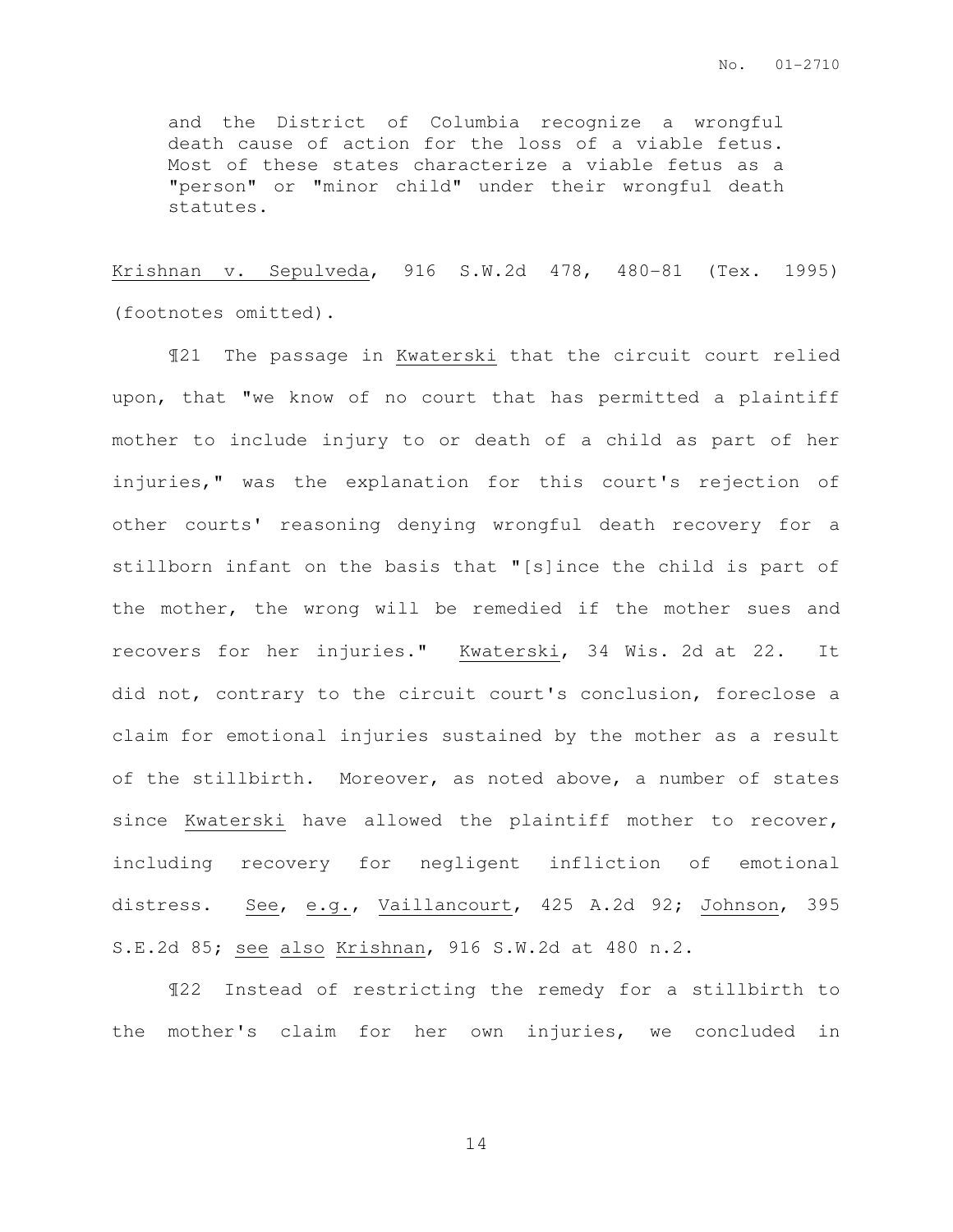> and the District of Columbia recognize a wrongful death cause of action for the loss of a viable fetus. Most of these states characterize a viable fetus as a "person" or "minor child" under their wrongful death statutes.

Krishnan v. Sepulveda, 916 S.W.2d 478, 480-81 (Tex. 1995) (footnotes omitted).

¶21 The passage in Kwaterski that the circuit court relied upon, that "we know of no court that has permitted a plaintiff mother to include injury to or death of a child as part of her injuries," was the explanation for this court's rejection of other courts' reasoning denying wrongful death recovery for a stillborn infant on the basis that "[s]ince the child is part of the mother, the wrong will be remedied if the mother sues and recovers for her injuries." Kwaterski, 34 Wis. 2d at 22. It did not, contrary to the circuit court's conclusion, foreclose a claim for emotional injuries sustained by the mother as a result of the stillbirth. Moreover, as noted above, a number of states since Kwaterski have allowed the plaintiff mother to recover, including recovery for negligent infliction of emotional distress. See, e.g., Vaillancourt, 425 A.2d 92; Johnson, 395 S.E.2d 85; see also Krishnan, 916 S.W.2d at 480 n.2.

¶22 Instead of restricting the remedy for a stillbirth to the mother's claim for her own injuries, we concluded in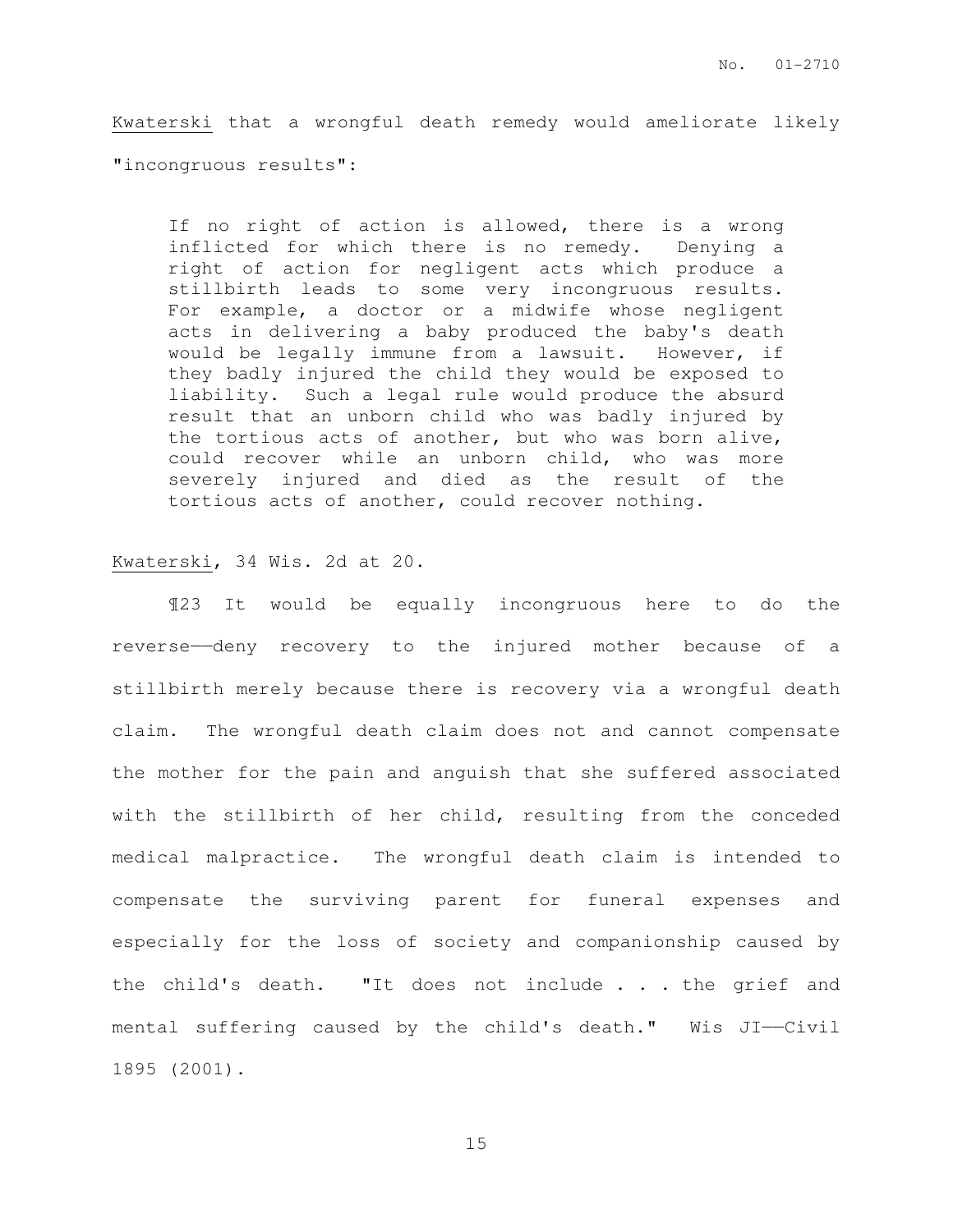Kwaterski that a wrongful death remedy would ameliorate likely "incongruous results":

> If no right of action is allowed, there is a wrong inflicted for which there is no remedy. Denying a right of action for negligent acts which produce a stillbirth leads to some very incongruous results. For example, a doctor or a midwife whose negligent acts in delivering a baby produced the baby's death would be legally immune from a lawsuit. However, if they badly injured the child they would be exposed to liability. Such a legal rule would produce the absurd result that an unborn child who was badly injured by the tortious acts of another, but who was born alive, could recover while an unborn child, who was more severely injured and died as the result of the tortious acts of another, could recover nothing.

Kwaterski, 34 Wis. 2d at 20.

¶23 It would be equally incongruous here to do the reverse——deny recovery to the injured mother because of a stillbirth merely because there is recovery via a wrongful death claim. The wrongful death claim does not and cannot compensate the mother for the pain and anguish that she suffered associated with the stillbirth of her child, resulting from the conceded medical malpractice. The wrongful death claim is intended to compensate the surviving parent for funeral expenses and especially for the loss of society and companionship caused by the child's death. "It does not include . . . the grief and mental suffering caused by the child's death." Wis JI——Civil 1895 (2001).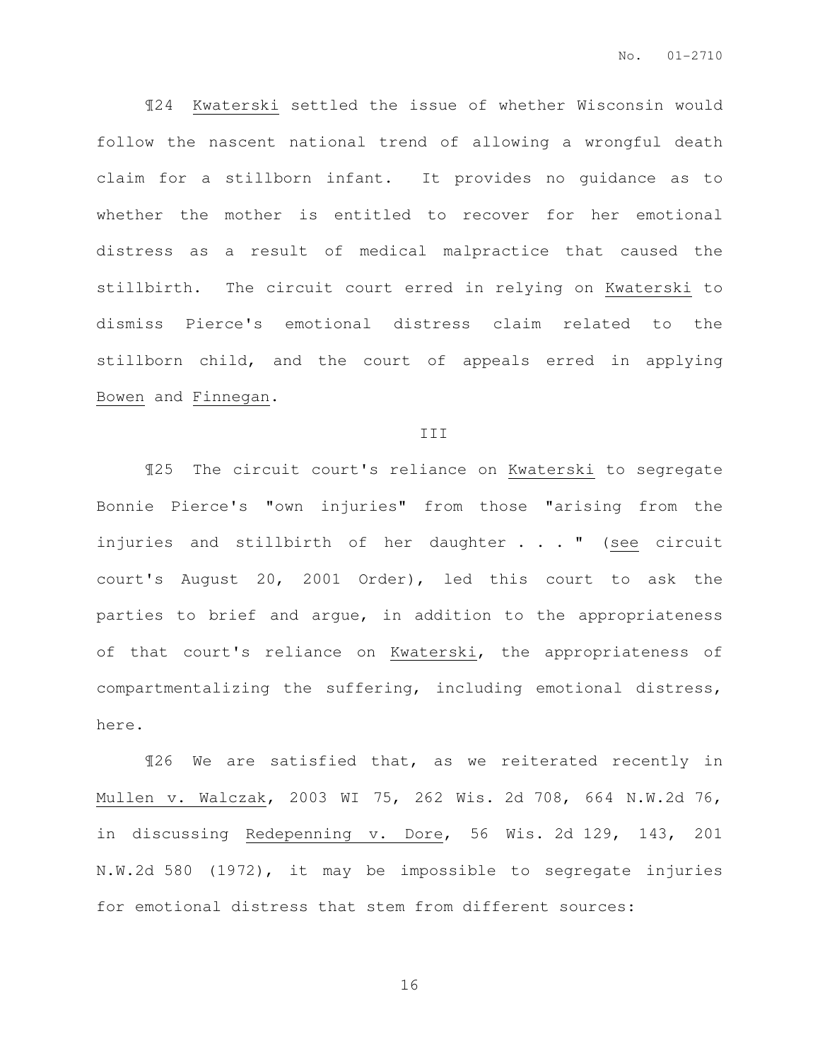¶24 Kwaterski settled the issue of whether Wisconsin would follow the nascent national trend of allowing a wrongful death claim for a stillborn infant. It provides no guidance as to whether the mother is entitled to recover for her emotional distress as a result of medical malpractice that caused the stillbirth. The circuit court erred in relying on Kwaterski to dismiss Pierce's emotional distress claim related to the stillborn child, and the court of appeals erred in applying Bowen and Finnegan.

## III

¶25 The circuit court's reliance on Kwaterski to segregate Bonnie Pierce's "own injuries" from those "arising from the injuries and stillbirth of her daughter . . . " (see circuit court's August 20, 2001 Order), led this court to ask the parties to brief and argue, in addition to the appropriateness of that court's reliance on Kwaterski, the appropriateness of compartmentalizing the suffering, including emotional distress, here.

¶26 We are satisfied that, as we reiterated recently in Mullen v. Walczak, 2003 WI 75, 262 Wis. 2d 708, 664 N.W.2d 76, in discussing Redepenning v. Dore, 56 Wis. 2d 129, 143, 201 N.W.2d 580 (1972), it may be impossible to segregate injuries for emotional distress that stem from different sources: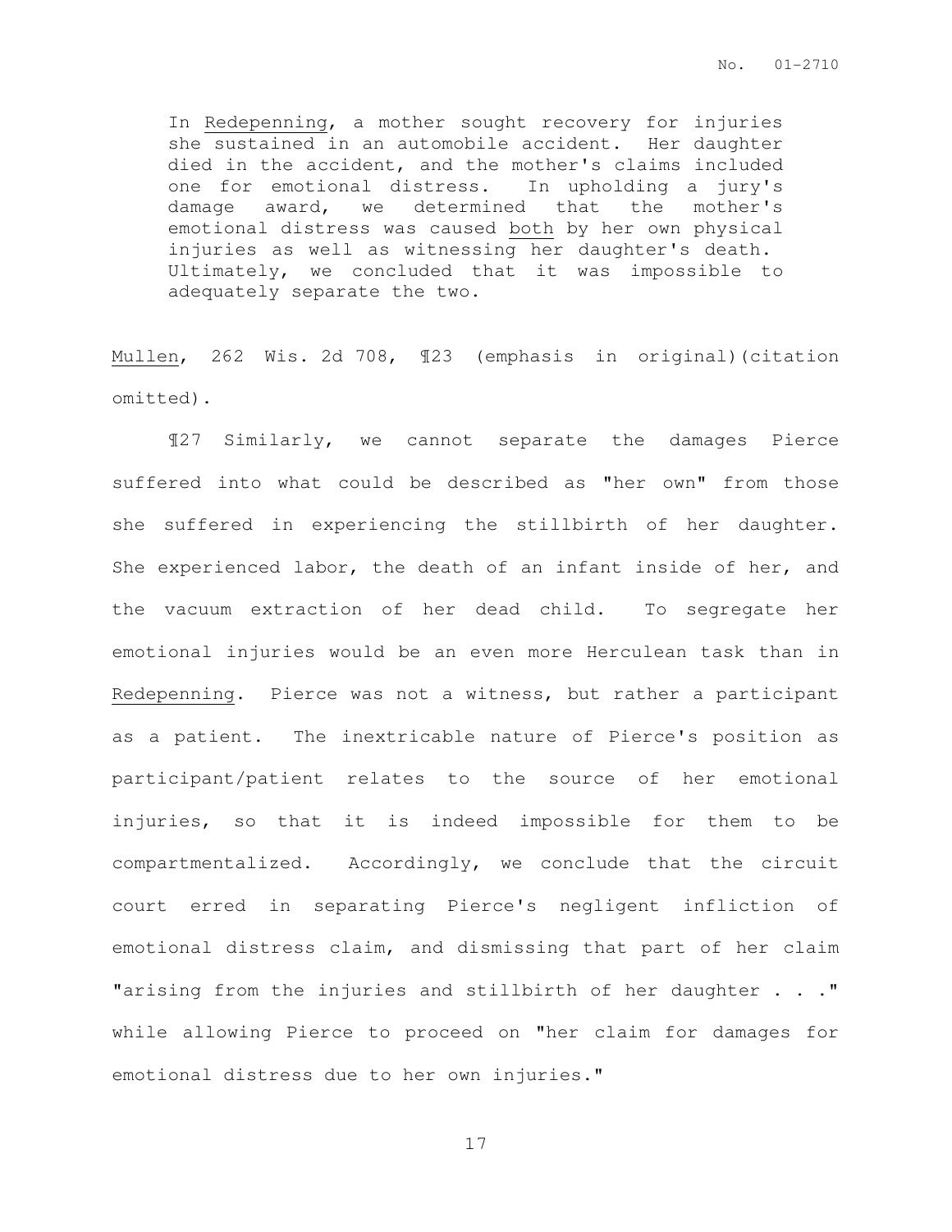> In Redepenning, a mother sought recovery for injuries she sustained in an automobile accident. Her daughter died in the accident, and the mother's claims included one for emotional distress. In upholding a jury's damage award, we determined that the mother's emotional distress was caused both by her own physical injuries as well as witnessing her daughter's death. Ultimately, we concluded that it was impossible to adequately separate the two.

Mullen, 262 Wis. 2d 708, ¶23 (emphasis in original)(citation omitted).

¶27 Similarly, we cannot separate the damages Pierce suffered into what could be described as "her own" from those she suffered in experiencing the stillbirth of her daughter. She experienced labor, the death of an infant inside of her, and the vacuum extraction of her dead child. To segregate her emotional injuries would be an even more Herculean task than in Redepenning. Pierce was not a witness, but rather a participant as a patient. The inextricable nature of Pierce's position as participant/patient relates to the source of her emotional injuries, so that it is indeed impossible for them to be compartmentalized. Accordingly, we conclude that the circuit court erred in separating Pierce's negligent infliction of emotional distress claim, and dismissing that part of her claim "arising from the injuries and stillbirth of her daughter . . ." while allowing Pierce to proceed on "her claim for damages for emotional distress due to her own injuries."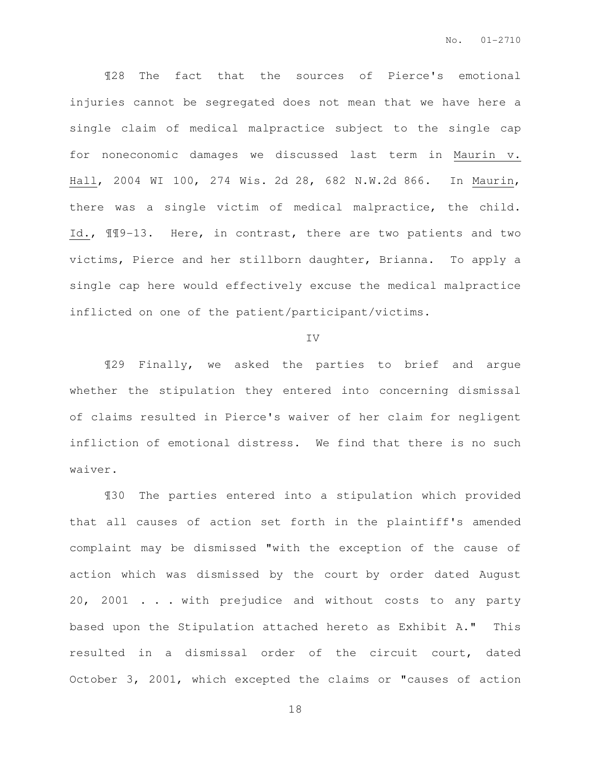¶28 The fact that the sources of Pierce's emotional injuries cannot be segregated does not mean that we have here a single claim of medical malpractice subject to the single cap for noneconomic damages we discussed last term in Maurin v. Hall, 2004 WI 100, 274 Wis. 2d 28, 682 N.W.2d 866. In Maurin, there was a single victim of medical malpractice, the child. Id., ¶¶9-13. Here, in contrast, there are two patients and two victims, Pierce and her stillborn daughter, Brianna. To apply a single cap here would effectively excuse the medical malpractice inflicted on one of the patient/participant/victims.

## IV

¶29 Finally, we asked the parties to brief and argue whether the stipulation they entered into concerning dismissal of claims resulted in Pierce's waiver of her claim for negligent infliction of emotional distress. We find that there is no such waiver.

¶30 The parties entered into a stipulation which provided that all causes of action set forth in the plaintiff's amended complaint may be dismissed "with the exception of the cause of action which was dismissed by the court by order dated August 20, 2001 . . . with prejudice and without costs to any party based upon the Stipulation attached hereto as Exhibit A." This resulted in a dismissal order of the circuit court, dated October 3, 2001, which excepted the claims or "causes of action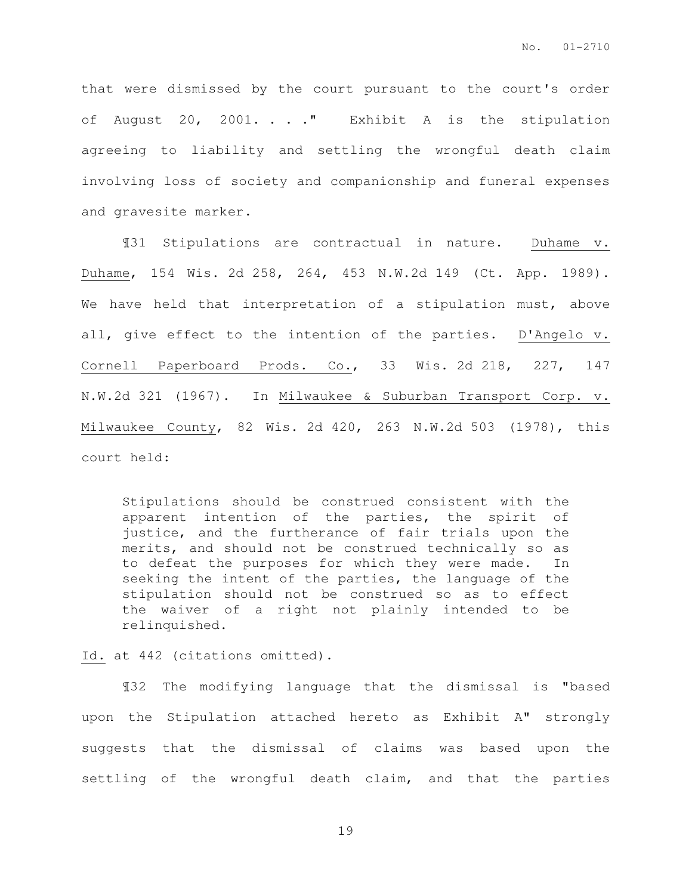that were dismissed by the court pursuant to the court's order of August 20, 2001. . . ." Exhibit A is the stipulation agreeing to liability and settling the wrongful death claim involving loss of society and companionship and funeral expenses and gravesite marker.

¶31 Stipulations are contractual in nature. Duhame v. Duhame, 154 Wis. 2d 258, 264, 453 N.W.2d 149 (Ct. App. 1989). We have held that interpretation of a stipulation must, above all, give effect to the intention of the parties. D'Angelo v. Cornell Paperboard Prods. Co., 33 Wis. 2d 218, 227, 147 N.W.2d 321 (1967). In Milwaukee & Suburban Transport Corp. v. Milwaukee County, 82 Wis. 2d 420, 263 N.W.2d 503 (1978), this court held:

> Stipulations should be construed consistent with the apparent intention of the parties, the spirit of justice, and the furtherance of fair trials upon the merits, and should not be construed technically so as to defeat the purposes for which they were made. In seeking the intent of the parties, the language of the stipulation should not be construed so as to effect the waiver of a right not plainly intended to be relinquished.

Id. at 442 (citations omitted).

¶32 The modifying language that the dismissal is "based upon the Stipulation attached hereto as Exhibit A" strongly suggests that the dismissal of claims was based upon the settling of the wrongful death claim, and that the parties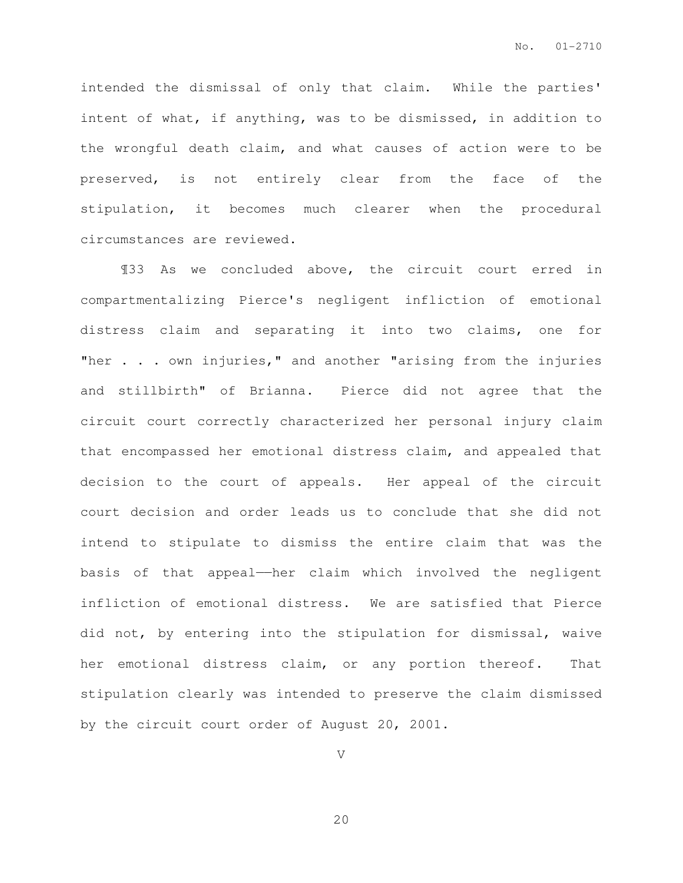intended the dismissal of only that claim. While the parties' intent of what, if anything, was to be dismissed, in addition to the wrongful death claim, and what causes of action were to be preserved, is not entirely clear from the face of the stipulation, it becomes much clearer when the procedural circumstances are reviewed.

¶33 As we concluded above, the circuit court erred in compartmentalizing Pierce's negligent infliction of emotional distress claim and separating it into two claims, one for "her . . . own injuries," and another "arising from the injuries and stillbirth" of Brianna. Pierce did not agree that the circuit court correctly characterized her personal injury claim that encompassed her emotional distress claim, and appealed that decision to the court of appeals. Her appeal of the circuit court decision and order leads us to conclude that she did not intend to stipulate to dismiss the entire claim that was the basis of that appeal——her claim which involved the negligent infliction of emotional distress. We are satisfied that Pierce did not, by entering into the stipulation for dismissal, waive her emotional distress claim, or any portion thereof. That stipulation clearly was intended to preserve the claim dismissed by the circuit court order of August 20, 2001.

## V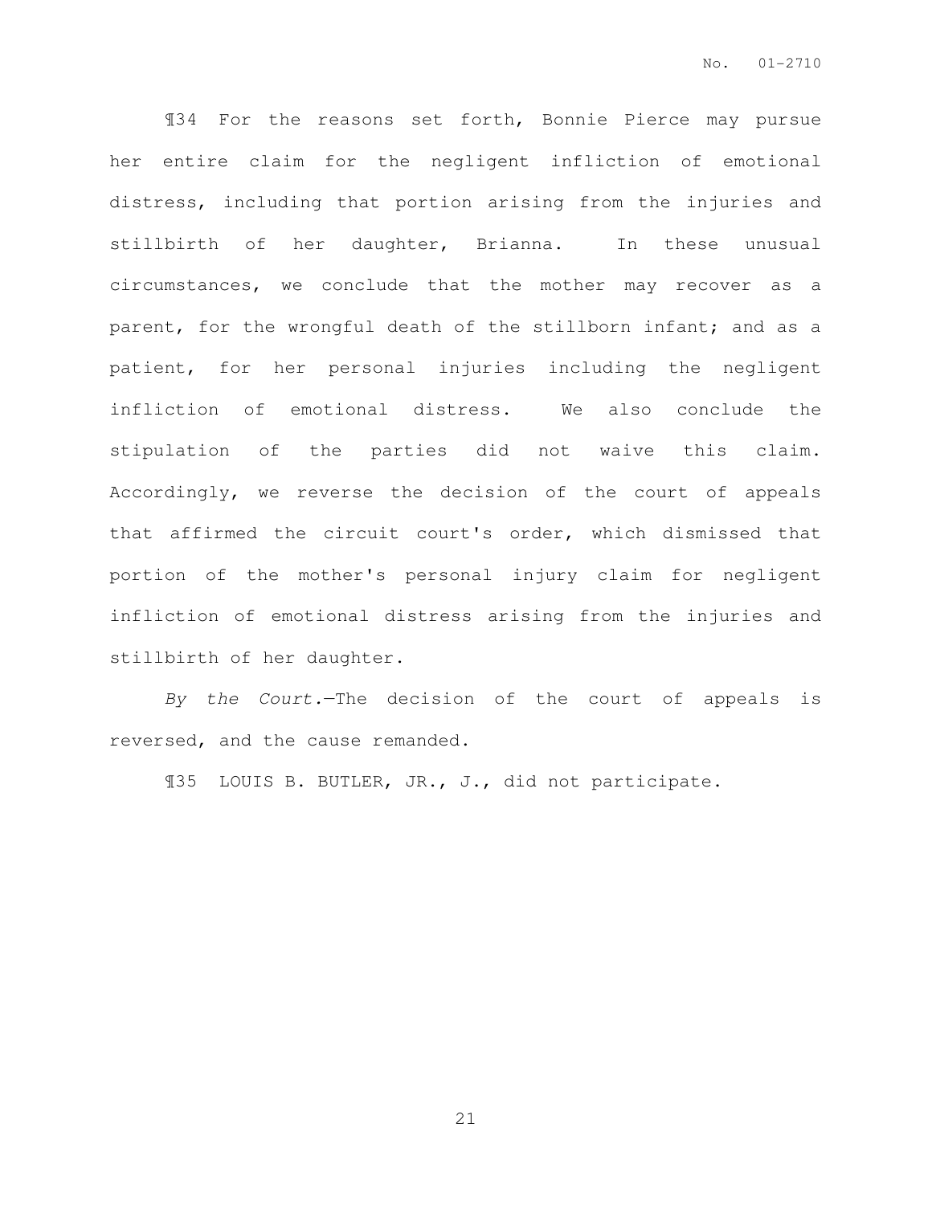¶34 For the reasons set forth, Bonnie Pierce may pursue her entire claim for the negligent infliction of emotional distress, including that portion arising from the injuries and stillbirth of her daughter, Brianna. In these unusual circumstances, we conclude that the mother may recover as a parent, for the wrongful death of the stillborn infant; and as a patient, for her personal injuries including the negligent infliction of emotional distress. We also conclude the stipulation of the parties did not waive this claim. Accordingly, we reverse the decision of the court of appeals that affirmed the circuit court's order, which dismissed that portion of the mother's personal injury claim for negligent infliction of emotional distress arising from the injuries and stillbirth of her daughter.

*By the Court.*—The decision of the court of appeals is reversed, and the cause remanded.

¶35 LOUIS B. BUTLER, JR., J., did not participate.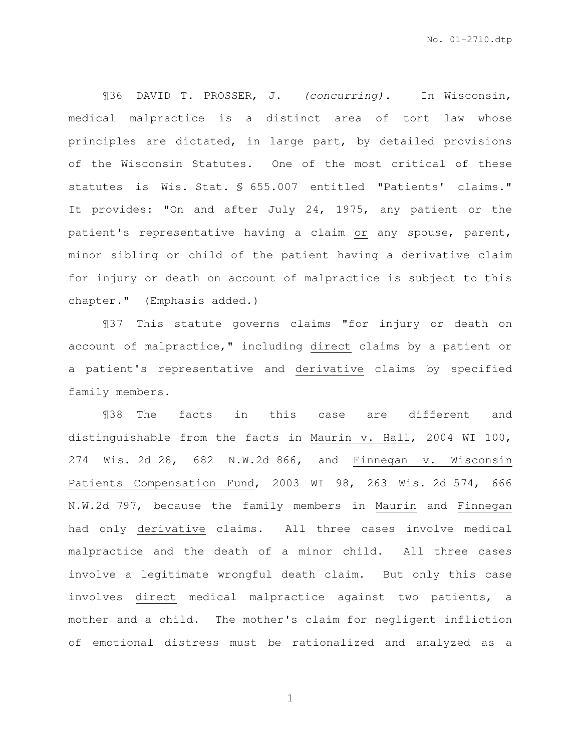¶36 DAVID T. PROSSER, J. *(concurring).* In Wisconsin, medical malpractice is a distinct area of tort law whose principles are dictated, in large part, by detailed provisions of the Wisconsin Statutes. One of the most critical of these statutes is Wis. Stat. § 655.007 entitled "Patients' claims." It provides: "On and after July 24, 1975, any patient or the patient's representative having a claim <u>or</u> any spouse, parent, minor sibling or child of the patient having a derivative claim for injury or death on account of malpractice is subject to this chapter." (Emphasis added.)

¶37 This statute governs claims "for injury or death on account of malpractice," including <u>direct</u> claims by a patient or a patient's representative and <u>derivative</u> claims by specified family members.

¶38 The facts in this case are different and distinguishable from the facts in <u>Maurin v. Hall</u>, 2004 WI 100, 274 Wis. 2d 28, 682 N.W.2d 866, and <u>Finnegan v. Wisconsin Patients Compensation Fund</u>, 2003 WI 98, 263 Wis. 2d 574, 666 N.W.2d 797, because the family members in <u>Maurin</u> and <u>Finnegan</u> had only <u>derivative</u> claims. All three cases involve medical malpractice and the death of a minor child. All three cases involve a legitimate wrongful death claim. But only this case involves <u>direct</u> medical malpractice against two patients, a mother and a child. The mother's claim for negligent infliction of emotional distress must be rationalized and analyzed as a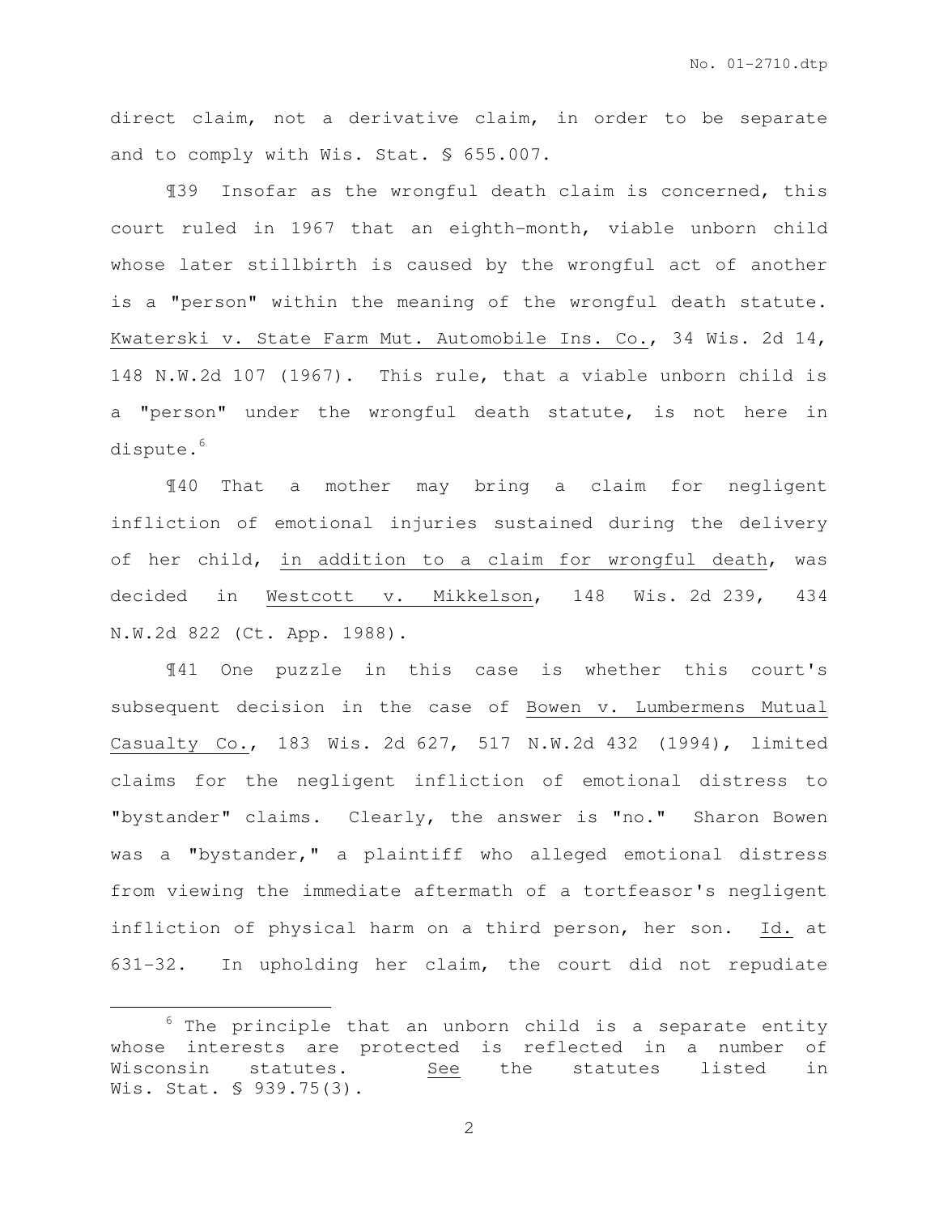direct claim, not a derivative claim, in order to be separate and to comply with Wis. Stat. § 655.007.

¶39 Insofar as the wrongful death claim is concerned, this court ruled in 1967 that an eighth-month, viable unborn child whose later stillbirth is caused by the wrongful act of another is a "person" within the meaning of the wrongful death statute. Kwaterski v. State Farm Mut. Automobile Ins. Co., 34 Wis. 2d 14, 148 N.W.2d 107 (1967). This rule, that a viable unborn child is a "person" under the wrongful death statute, is not here in dispute.[6]

¶40 That a mother may bring a claim for negligent infliction of emotional injuries sustained during the delivery of her child, in addition to a claim for wrongful death, was decided in Westcott v. Mikkelson, 148 Wis. 2d 239, 434 N.W.2d 822 (Ct. App. 1988).

¶41 One puzzle in this case is whether this court's subsequent decision in the case of Bowen v. Lumbermens Mutual Casualty Co., 183 Wis. 2d 627, 517 N.W.2d 432 (1994), limited claims for the negligent infliction of emotional distress to "bystander" claims. Clearly, the answer is "no." Sharon Bowen was a "bystander," a plaintiff who alleged emotional distress from viewing the immediate aftermath of a tortfeasor's negligent infliction of physical harm on a third person, her son. Id. at 631-32. In upholding her claim, the court did not repudiate

---

[6] The principle that an unborn child is a separate entity whose interests are protected is reflected in a number of Wisconsin statutes. See the statutes listed in Wis. Stat. § 939.75(3).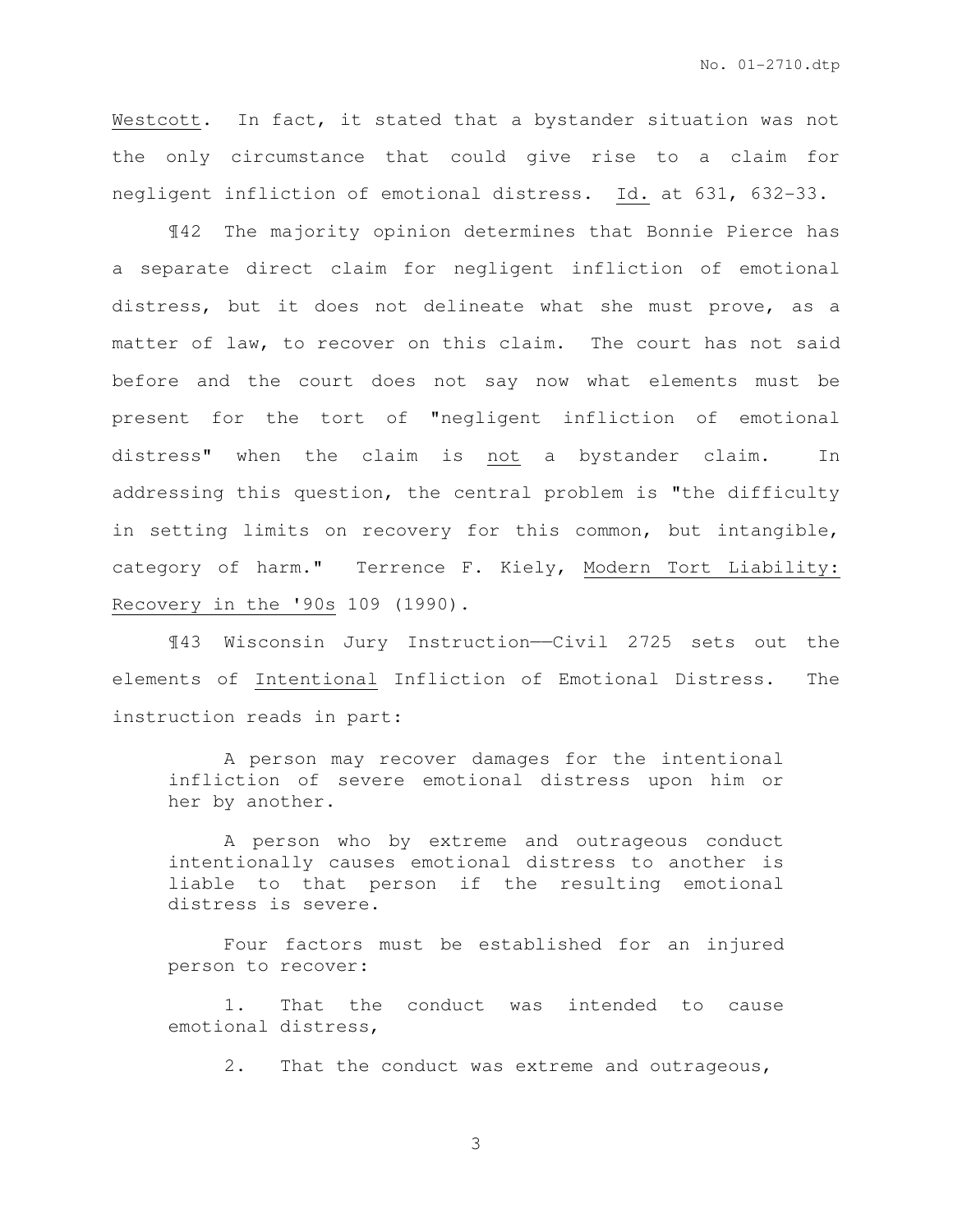Westcott. In fact, it stated that a bystander situation was not the only circumstance that could give rise to a claim for negligent infliction of emotional distress. Id. at 631, 632-33.

¶42 The majority opinion determines that Bonnie Pierce has a separate direct claim for negligent infliction of emotional distress, but it does not delineate what she must prove, as a matter of law, to recover on this claim. The court has not said before and the court does not say now what elements must be present for the tort of "negligent infliction of emotional distress" when the claim is not a bystander claim. In addressing this question, the central problem is "the difficulty in setting limits on recovery for this common, but intangible, category of harm." Terrence F. Kiely, Modern Tort Liability: Recovery in the '90s 109 (1990).

¶43 Wisconsin Jury Instruction——Civil 2725 sets out the elements of Intentional Infliction of Emotional Distress. The instruction reads in part:

> A person may recover damages for the intentional infliction of severe emotional distress upon him or her by another.
>
> A person who by extreme and outrageous conduct intentionally causes emotional distress to another is liable to that person if the resulting emotional distress is severe.
>
> Four factors must be established for an injured person to recover:
>
> 1. That the conduct was intended to cause emotional distress,
>
> 2. That the conduct was extreme and outrageous,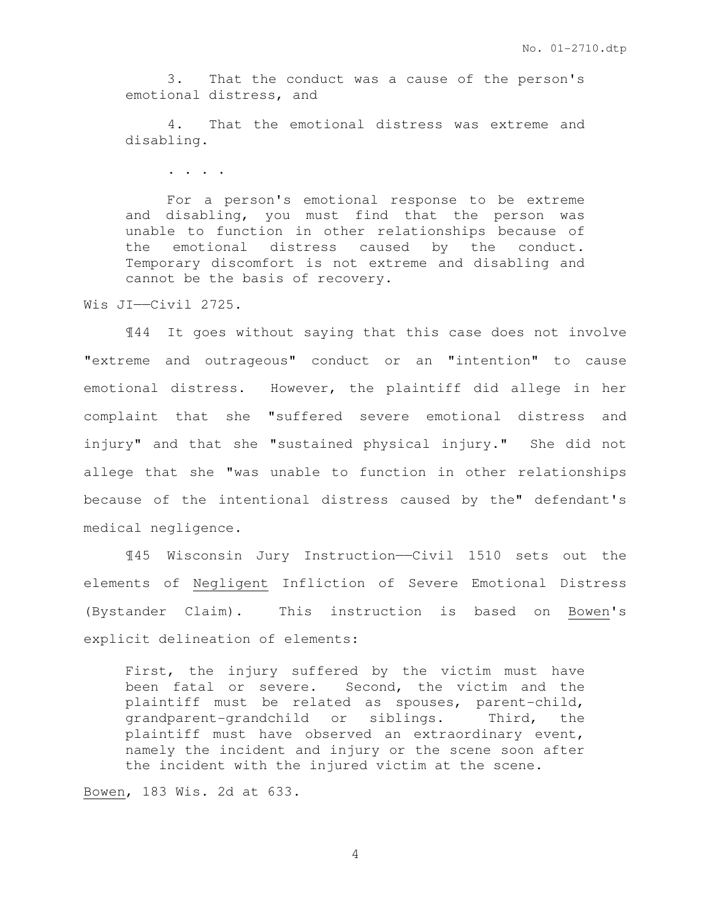> 3. That the conduct was a cause of the person's emotional distress, and
>
> 4. That the emotional distress was extreme and disabling.
>
> . . . .
>
> For a person's emotional response to be extreme and disabling, you must find that the person was unable to function in other relationships because of the emotional distress caused by the conduct. Temporary discomfort is not extreme and disabling and cannot be the basis of recovery.

Wis JI——Civil 2725.

¶44 It goes without saying that this case does not involve "extreme and outrageous" conduct or an "intention" to cause emotional distress. However, the plaintiff did allege in her complaint that she "suffered severe emotional distress and injury" and that she "sustained physical injury." She did not allege that she "was unable to function in other relationships because of the intentional distress caused by the" defendant's medical negligence.

¶45 Wisconsin Jury Instruction——Civil 1510 sets out the elements of <u>Negligent</u> Infliction of Severe Emotional Distress (Bystander Claim). This instruction is based on <u>Bowen</u>'s explicit delineation of elements:

> First, the injury suffered by the victim must have been fatal or severe. Second, the victim and the plaintiff must be related as spouses, parent-child, grandparent-grandchild or siblings. Third, the plaintiff must have observed an extraordinary event, namely the incident and injury or the scene soon after the incident with the injured victim at the scene.

<u>Bowen</u>, 183 Wis. 2d at 633.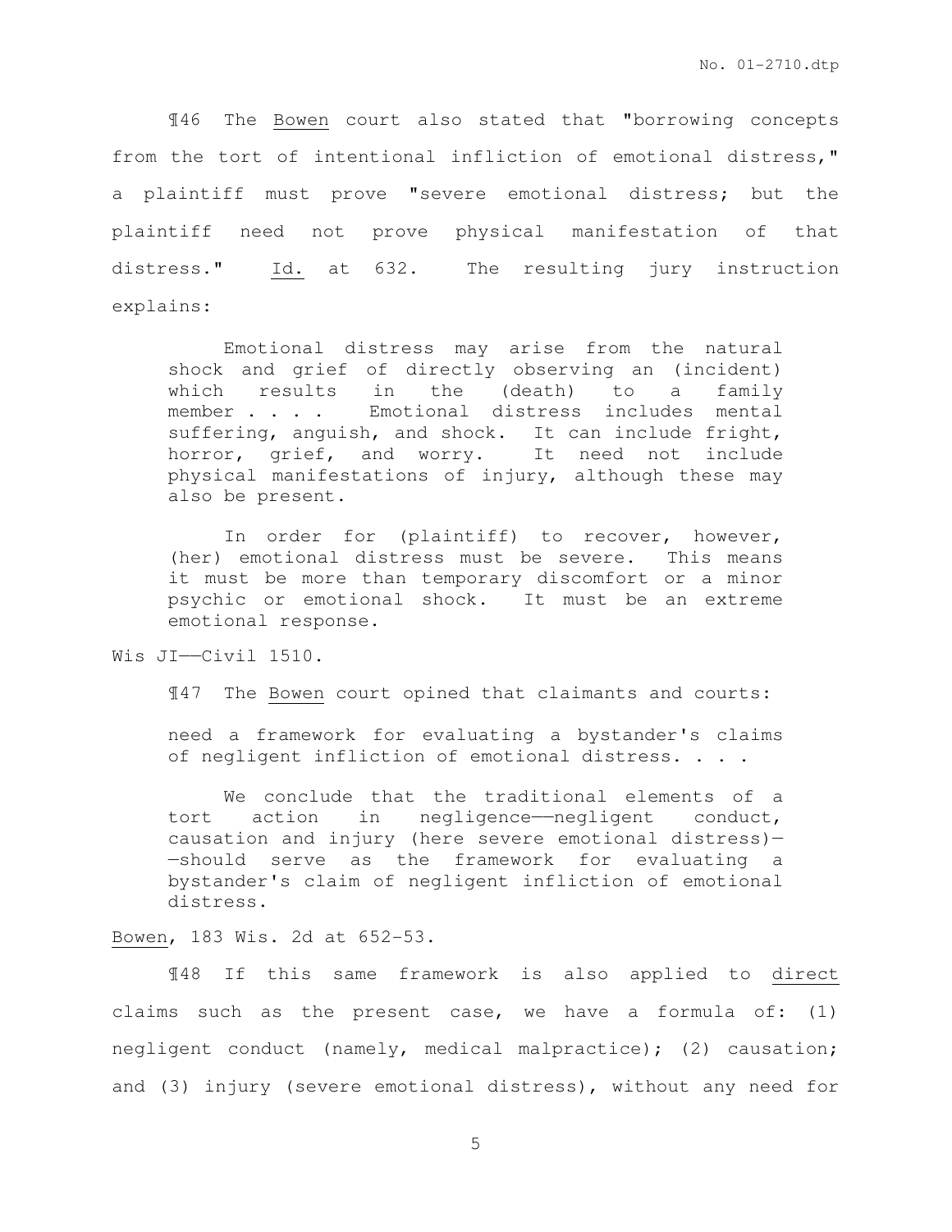¶46 The Bowen court also stated that "borrowing concepts from the tort of intentional infliction of emotional distress," a plaintiff must prove "severe emotional distress; but the plaintiff need not prove physical manifestation of that distress." Id. at 632. The resulting jury instruction explains:

> Emotional distress may arise from the natural shock and grief of directly observing an (incident) which results in the (death) to a family member . . . . Emotional distress includes mental suffering, anguish, and shock. It can include fright, horror, grief, and worry. It need not include physical manifestations of injury, although these may also be present.
>
> In order for (plaintiff) to recover, however, (her) emotional distress must be severe. This means it must be more than temporary discomfort or a minor psychic or emotional shock. It must be an extreme emotional response.

Wis JI——Civil 1510.

¶47 The Bowen court opined that claimants and courts:

> need a framework for evaluating a bystander's claims of negligent infliction of emotional distress. . . .
>
> We conclude that the traditional elements of a tort action in negligence——negligent conduct, causation and injury (here severe emotional distress)——should serve as the framework for evaluating a bystander's claim of negligent infliction of emotional distress.

Bowen, 183 Wis. 2d at 652-53.

¶48 If this same framework is also applied to direct claims such as the present case, we have a formula of: (1) negligent conduct (namely, medical malpractice); (2) causation; and (3) injury (severe emotional distress), without any need for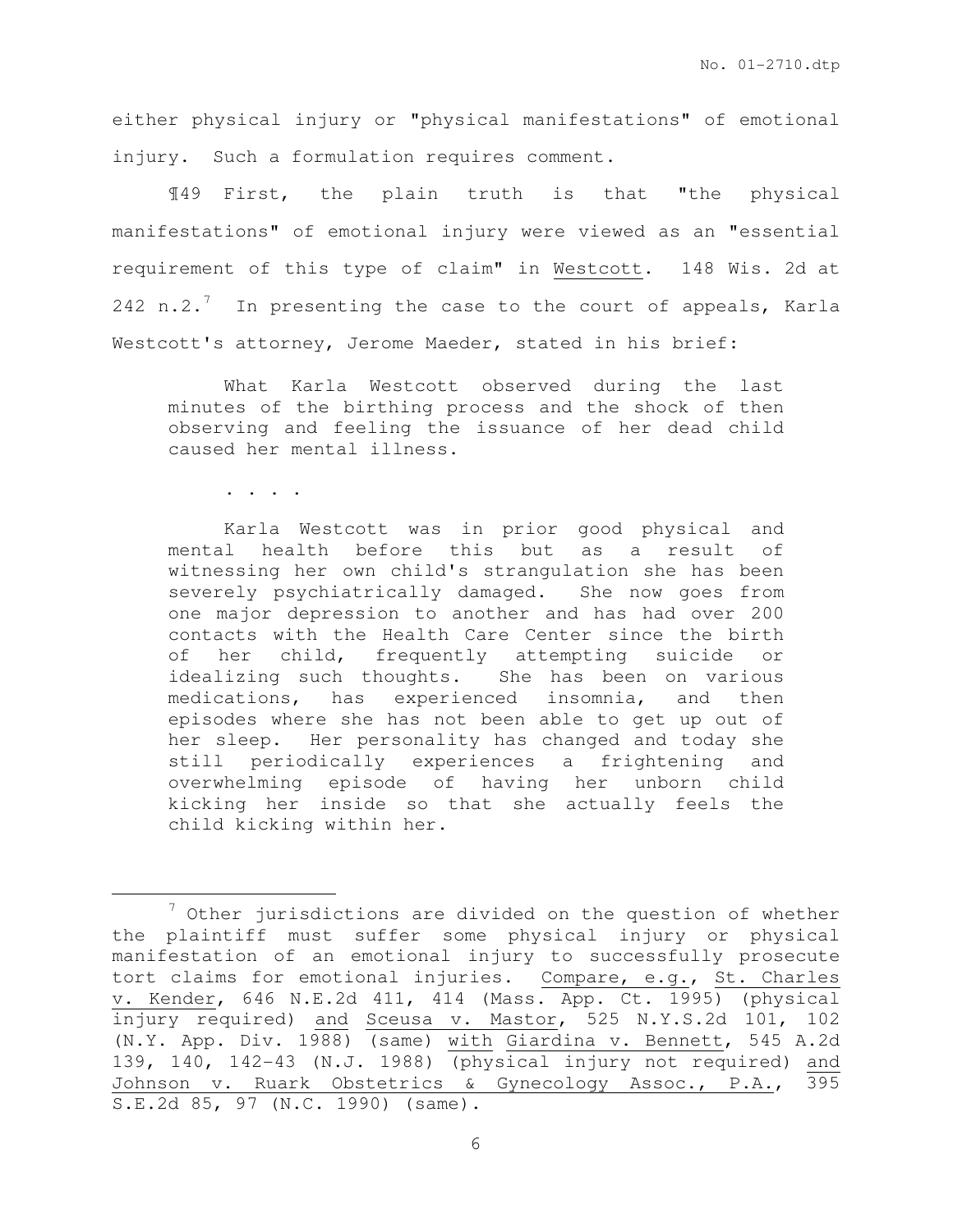either physical injury or "physical manifestations" of emotional injury. Such a formulation requires comment.

¶49 First, the plain truth is that "the physical manifestations" of emotional injury were viewed as an "essential requirement of this type of claim" in Westcott. 148 Wis. 2d at 242 n.2.[7] In presenting the case to the court of appeals, Karla Westcott's attorney, Jerome Maeder, stated in his brief:

> What Karla Westcott observed during the last minutes of the birthing process and the shock of then observing and feeling the issuance of her dead child caused her mental illness.
>
> . . . .
>
> Karla Westcott was in prior good physical and mental health before this but as a result of witnessing her own child's strangulation she has been severely psychiatrically damaged. She now goes from one major depression to another and has had over 200 contacts with the Health Care Center since the birth of her child, frequently attempting suicide or idealizing such thoughts. She has been on various medications, has experienced insomnia, and then episodes where she has not been able to get up out of her sleep. Her personality has changed and today she still periodically experiences a frightening and overwhelming episode of having her unborn child kicking her inside so that she actually feels the child kicking within her.

---

[7] Other jurisdictions are divided on the question of whether the plaintiff must suffer some physical injury or physical manifestation of an emotional injury to successfully prosecute tort claims for emotional injuries. Compare, e.g., St. Charles v. Kender, 646 N.E.2d 411, 414 (Mass. App. Ct. 1995) (physical injury required) and Sceusa v. Mastor, 525 N.Y.S.2d 101, 102 (N.Y. App. Div. 1988) (same) with Giardina v. Bennett, 545 A.2d 139, 140, 142-43 (N.J. 1988) (physical injury not required) and Johnson v. Ruark Obstetrics & Gynecology Assoc., P.A., 395 S.E.2d 85, 97 (N.C. 1990) (same).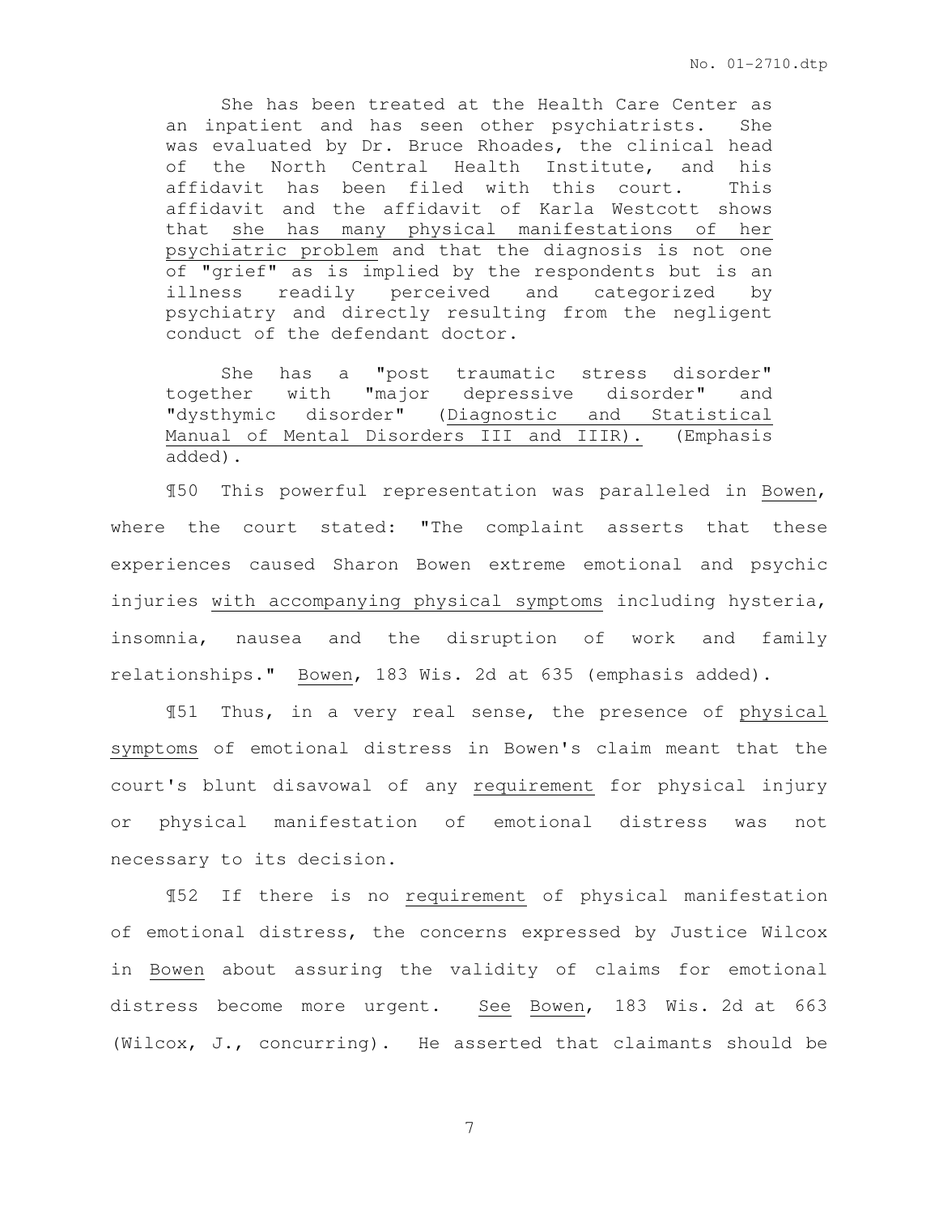> She has been treated at the Health Care Center as an inpatient and has seen other psychiatrists. She was evaluated by Dr. Bruce Rhoades, the clinical head of the North Central Health Institute, and his affidavit has been filed with this court. This affidavit and the affidavit of Karla Westcott shows that <u>she has many physical manifestations of her psychiatric problem</u> and that the diagnosis is not one of "grief" as is implied by the respondents but is an illness readily perceived and categorized by psychiatry and directly resulting from the negligent conduct of the defendant doctor.
>
> She has a "post traumatic stress disorder" together with "major depressive disorder" and "dysthymic disorder" (<u>Diagnostic and Statistical Manual of Mental Disorders III and IIIR).</u> (Emphasis added).

¶50 This powerful representation was paralleled in <u>Bowen</u>, where the court stated: "The complaint asserts that these experiences caused Sharon Bowen extreme emotional and psychic injuries <u>with accompanying physical symptoms</u> including hysteria, insomnia, nausea and the disruption of work and family relationships." <u>Bowen</u>, 183 Wis. 2d at 635 (emphasis added).

¶51 Thus, in a very real sense, the presence of <u>physical symptoms</u> of emotional distress in Bowen's claim meant that the court's blunt disavowal of any <u>requirement</u> for physical injury or physical manifestation of emotional distress was not necessary to its decision.

¶52 If there is no <u>requirement</u> of physical manifestation of emotional distress, the concerns expressed by Justice Wilcox in <u>Bowen</u> about assuring the validity of claims for emotional distress become more urgent. <u>See</u> <u>Bowen</u>, 183 Wis. 2d at 663 (Wilcox, J., concurring). He asserted that claimants should be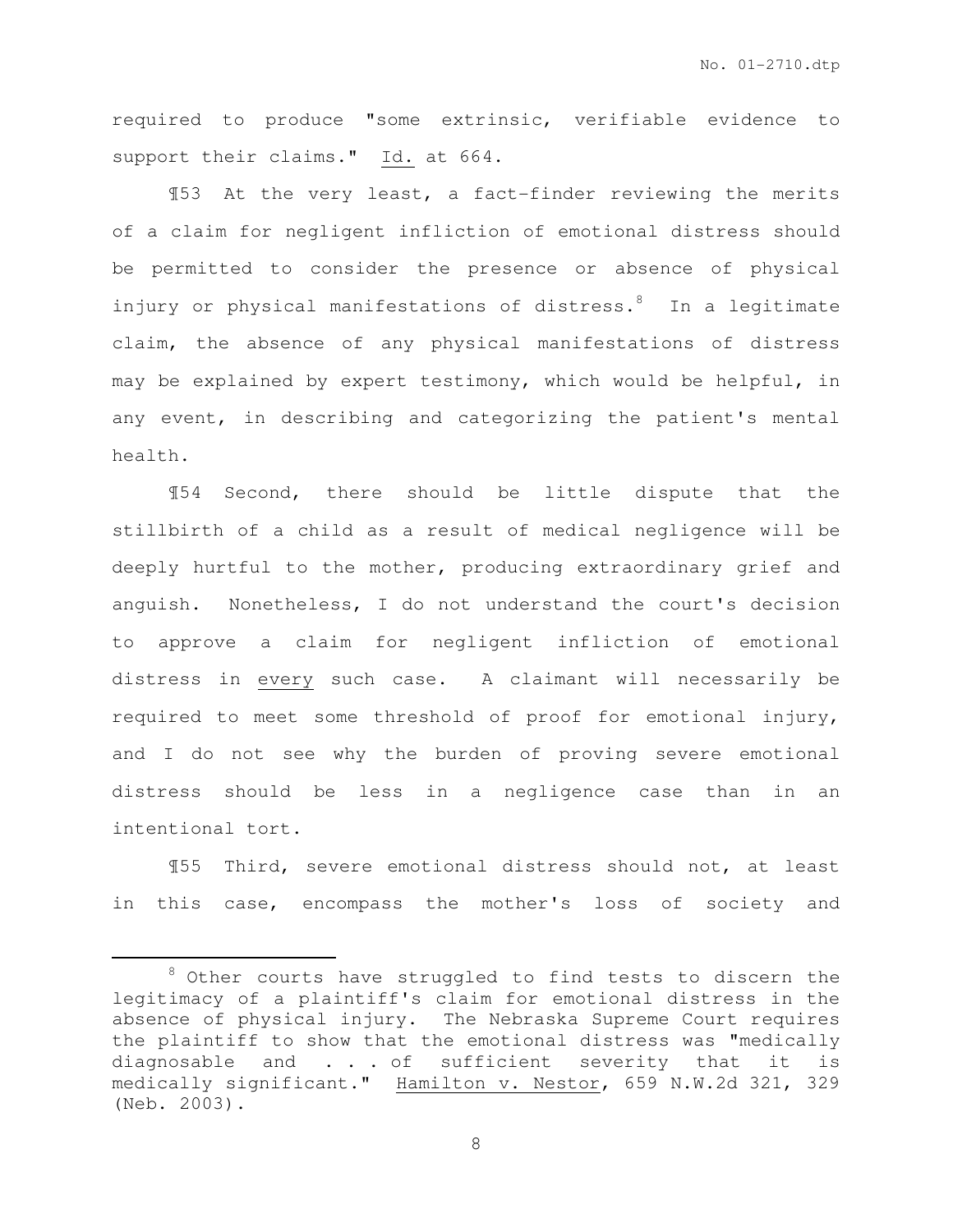required to produce "some extrinsic, verifiable evidence to support their claims." Id. at 664.

¶53 At the very least, a fact-finder reviewing the merits of a claim for negligent infliction of emotional distress should be permitted to consider the presence or absence of physical injury or physical manifestations of distress.[8] In a legitimate claim, the absence of any physical manifestations of distress may be explained by expert testimony, which would be helpful, in any event, in describing and categorizing the patient's mental health.

¶54 Second, there should be little dispute that the stillbirth of a child as a result of medical negligence will be deeply hurtful to the mother, producing extraordinary grief and anguish. Nonetheless, I do not understand the court's decision to approve a claim for negligent infliction of emotional distress in every such case. A claimant will necessarily be required to meet some threshold of proof for emotional injury, and I do not see why the burden of proving severe emotional distress should be less in a negligence case than in an intentional tort.

¶55 Third, severe emotional distress should not, at least in this case, encompass the mother's loss of society and

---

[8] Other courts have struggled to find tests to discern the legitimacy of a plaintiff's claim for emotional distress in the absence of physical injury. The Nebraska Supreme Court requires the plaintiff to show that the emotional distress was "medically diagnosable and . . . of sufficient severity that it is medically significant." Hamilton v. Nestor, 659 N.W.2d 321, 329 (Neb. 2003).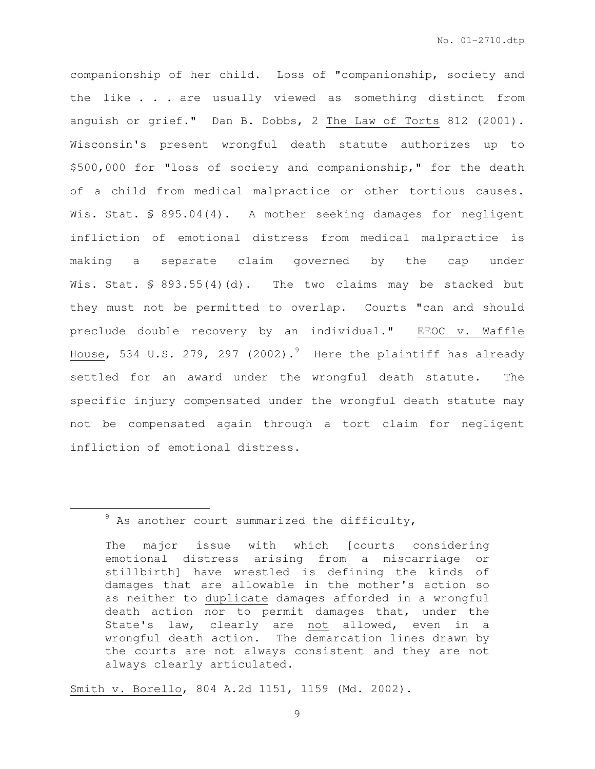companionship of her child. Loss of "companionship, society and the like . . . are usually viewed as something distinct from anguish or grief." Dan B. Dobbs, 2 The Law of Torts 812 (2001). Wisconsin's present wrongful death statute authorizes up to $500,000 for "loss of society and companionship," for the death of a child from medical malpractice or other tortious causes. Wis. Stat. § 895.04(4). A mother seeking damages for negligent infliction of emotional distress from medical malpractice is making a separate claim governed by the cap under Wis. Stat. § 893.55(4)(d). The two claims may be stacked but they must not be permitted to overlap. Courts "can and should preclude double recovery by an individual." EEOC v. Waffle House, 534 U.S. 279, 297 (2002).[9] Here the plaintiff has already settled for an award under the wrongful death statute. The specific injury compensated under the wrongful death statute may not be compensated again through a tort claim for negligent infliction of emotional distress.

---

[9] As another court summarized the difficulty,

> The major issue with which [courts considering emotional distress arising from a miscarriage or stillbirth] have wrestled is defining the kinds of damages that are allowable in the mother's action so as neither to duplicate damages afforded in a wrongful death action nor to permit damages that, under the State's law, clearly are not allowed, even in a wrongful death action. The demarcation lines drawn by the courts are not always consistent and they are not always clearly articulated.

Smith v. Borello, 804 A.2d 1151, 1159 (Md. 2002).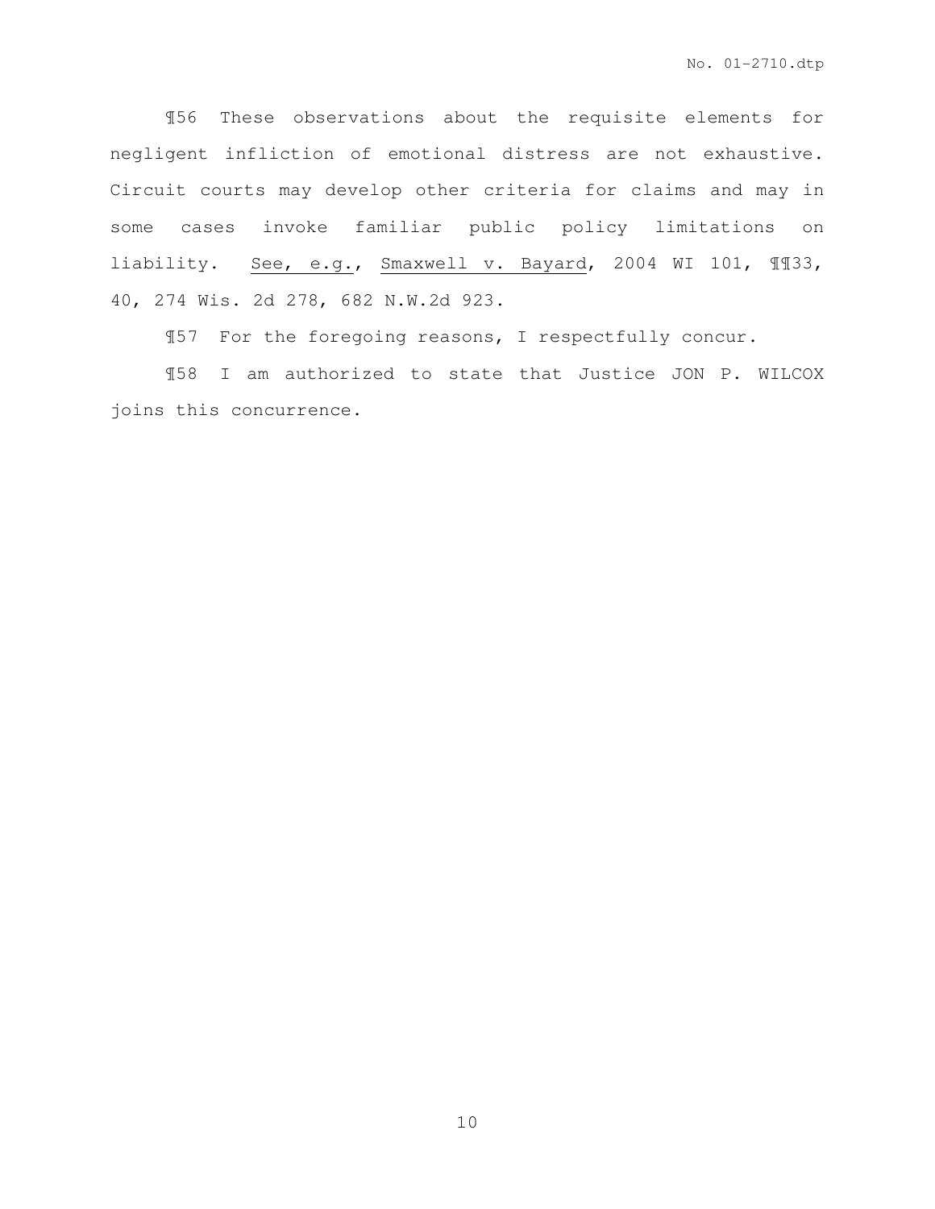¶56 These observations about the requisite elements for negligent infliction of emotional distress are not exhaustive. Circuit courts may develop other criteria for claims and may in some cases invoke familiar public policy limitations on liability. See, e.g., Smaxwell v. Bayard, 2004 WI 101, ¶¶33, 40, 274 Wis. 2d 278, 682 N.W.2d 923.

¶57 For the foregoing reasons, I respectfully concur.

¶58 I am authorized to state that Justice JON P. WILCOX joins this concurrence.